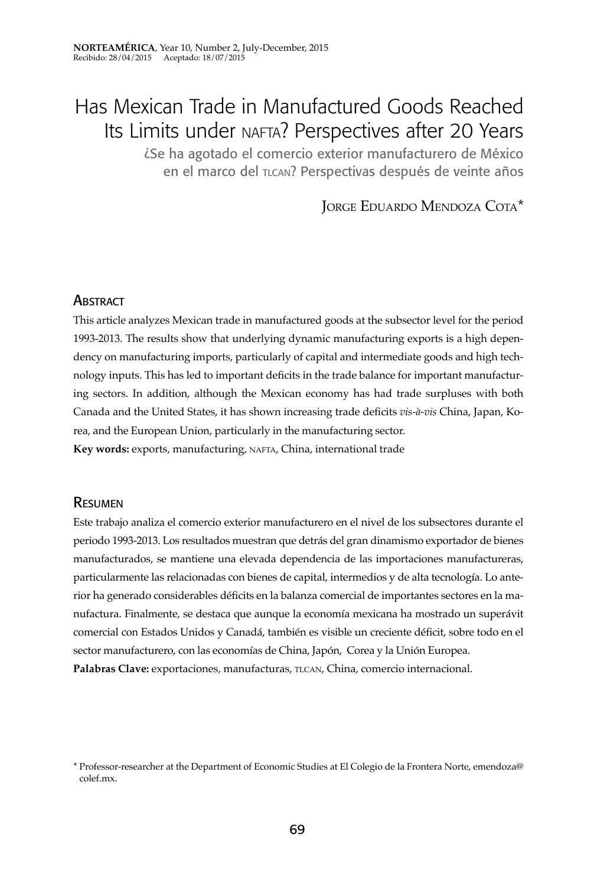# Has Mexican Trade in Manufactured Goods Reached Its Limits under NAFTA? Perspectives after 20 Years

## ¿Se ha agotado el comercio exterior manufacturero de México en el marco del TLCAN? Perspectivas después de veinte años

JORGE EDUARDO MENDOZA COTA*

Recibido: 28/04/2015 Aceptado: 18/07/2015

## ABSTRACT

This article analyzes Mexican trade in manufactured goods at the subsector level for the period 1993-2013. The results show that underlying dynamic manufacturing exports is a high dependency on manufacturing imports, particularly of capital and intermediate goods and high technology inputs. This has led to important deficits in the trade balance for important manufacturing sectors. In addition, although the Mexican economy has had trade surpluses with both Canada and the United States, it has shown increasing trade deficits *vis-à-vis* China, Japan, Korea, and the European Union, particularly in the manufacturing sector.

**Key words:** exports, manufacturing, NAFTA, China, international trade

## RESUMEN

Este trabajo analiza el comercio exterior manufacturero en el nivel de los subsectores durante el periodo 1993-2013. Los resultados muestran que detrás del gran dinamismo exportador de bienes manufacturados, se mantiene una elevada dependencia de las importaciones manufactureras, particularmente las relacionadas con bienes de capital, intermedios y de alta tecnología. Lo anterior ha generado considerables déficits en la balanza comercial de importantes sectores en la manufactura. Finalmente, se destaca que aunque la economía mexicana ha mostrado un superávit comercial con Estados Unidos y Canadá, también es visible un creciente déficit, sobre todo en el sector manufacturero, con las economías de China, Japón, Corea y la Unión Europea.

**Palabras Clave:** exportaciones, manufacturas, TLCAN, China, comercio internacional.

* Professor-researcher at the Department of Economic Studies at El Colegio de la Frontera Norte, emendoza@colef.mx.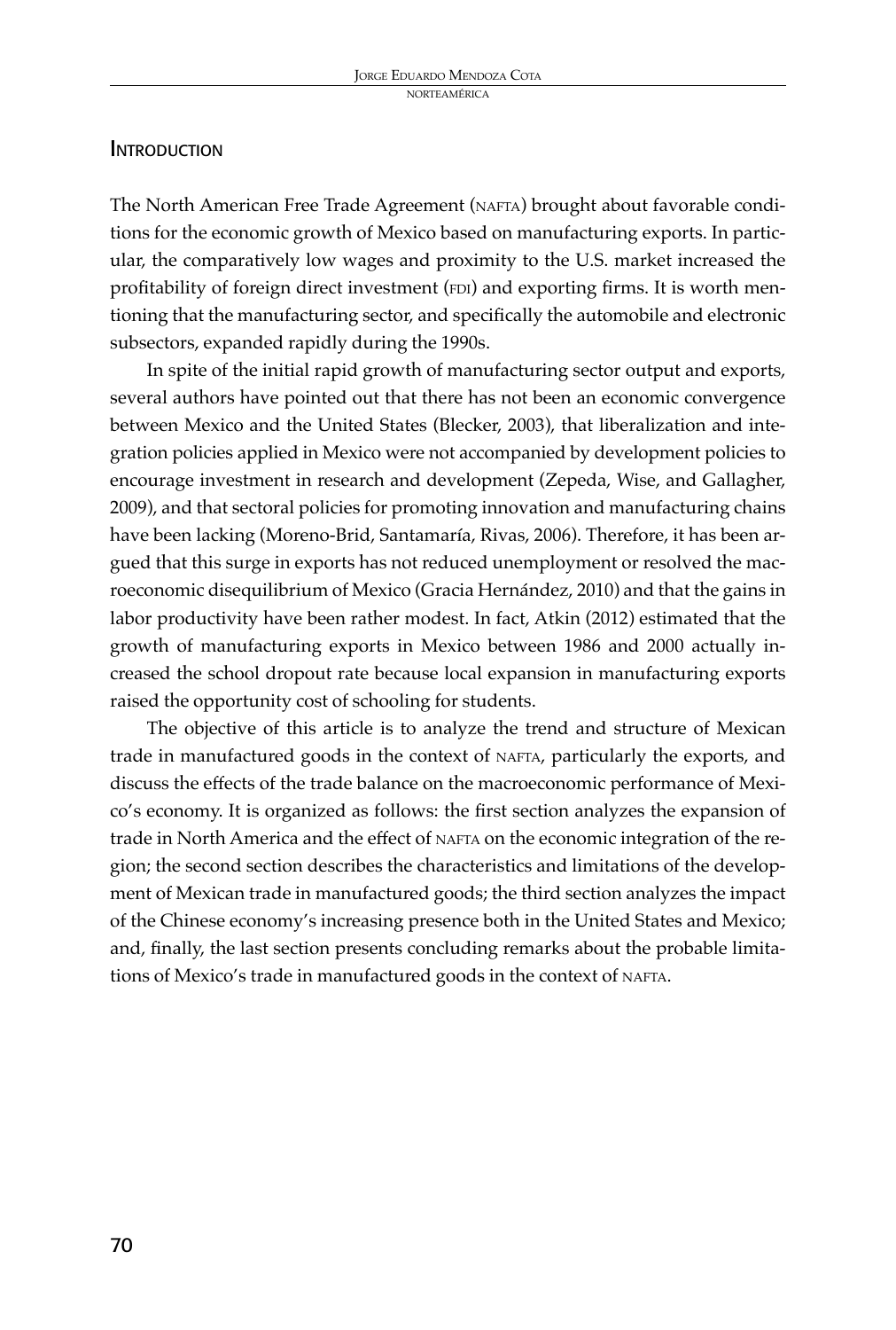## Introduction

The North American Free Trade Agreement (NAFTA) brought about favorable conditions for the economic growth of Mexico based on manufacturing exports. In particular, the comparatively low wages and proximity to the U.S. market increased the profitability of foreign direct investment (FDI) and exporting firms. It is worth mentioning that the manufacturing sector, and specifically the automobile and electronic subsectors, expanded rapidly during the 1990s.

In spite of the initial rapid growth of manufacturing sector output and exports, several authors have pointed out that there has not been an economic convergence between Mexico and the United States (Blecker, 2003), that liberalization and integration policies applied in Mexico were not accompanied by development policies to encourage investment in research and development (Zepeda, Wise, and Gallagher, 2009), and that sectoral policies for promoting innovation and manufacturing chains have been lacking (Moreno-Brid, Santamaría, Rivas, 2006). Therefore, it has been argued that this surge in exports has not reduced unemployment or resolved the macroeconomic disequilibrium of Mexico (Gracia Hernández, 2010) and that the gains in labor productivity have been rather modest. In fact, Atkin (2012) estimated that the growth of manufacturing exports in Mexico between 1986 and 2000 actually increased the school dropout rate because local expansion in manufacturing exports raised the opportunity cost of schooling for students.

The objective of this article is to analyze the trend and structure of Mexican trade in manufactured goods in the context of NAFTA, particularly the exports, and discuss the effects of the trade balance on the macroeconomic performance of Mexico's economy. It is organized as follows: the first section analyzes the expansion of trade in North America and the effect of NAFTA on the economic integration of the region; the second section describes the characteristics and limitations of the development of Mexican trade in manufactured goods; the third section analyzes the impact of the Chinese economy's increasing presence both in the United States and Mexico; and, finally, the last section presents concluding remarks about the probable limitations of Mexico's trade in manufactured goods in the context of NAFTA.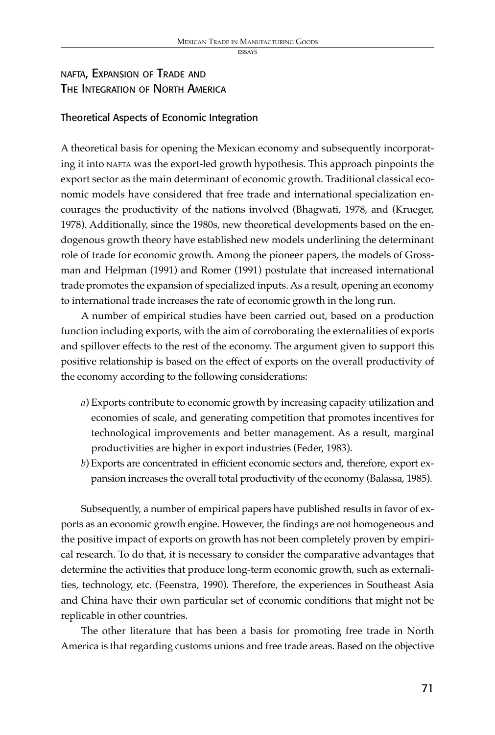## NAFTA, Expansion of Trade and The Integration of North America

### Theoretical Aspects of Economic Integration

A theoretical basis for opening the Mexican economy and subsequently incorporating it into NAFTA was the export-led growth hypothesis. This approach pinpoints the export sector as the main determinant of economic growth. Traditional classical economic models have considered that free trade and international specialization encourages the productivity of the nations involved (Bhagwati, 1978, and (Krueger, 1978). Additionally, since the 1980s, new theoretical developments based on the endogenous growth theory have established new models underlining the determinant role of trade for economic growth. Among the pioneer papers, the models of Grossman and Helpman (1991) and Romer (1991) postulate that increased international trade promotes the expansion of specialized inputs. As a result, opening an economy to international trade increases the rate of economic growth in the long run.

A number of empirical studies have been carried out, based on a production function including exports, with the aim of corroborating the externalities of exports and spillover effects to the rest of the economy. The argument given to support this positive relationship is based on the effect of exports on the overall productivity of the economy according to the following considerations:

*a*) Exports contribute to economic growth by increasing capacity utilization and economies of scale, and generating competition that promotes incentives for technological improvements and better management. As a result, marginal productivities are higher in export industries (Feder, 1983).

*b*) Exports are concentrated in efficient economic sectors and, therefore, export expansion increases the overall total productivity of the economy (Balassa, 1985).

Subsequently, a number of empirical papers have published results in favor of exports as an economic growth engine. However, the findings are not homogeneous and the positive impact of exports on growth has not been completely proven by empirical research. To do that, it is necessary to consider the comparative advantages that determine the activities that produce long-term economic growth, such as externalities, technology, etc. (Feenstra, 1990). Therefore, the experiences in Southeast Asia and China have their own particular set of economic conditions that might not be replicable in other countries.

The other literature that has been a basis for promoting free trade in North America is that regarding customs unions and free trade areas. Based on the objective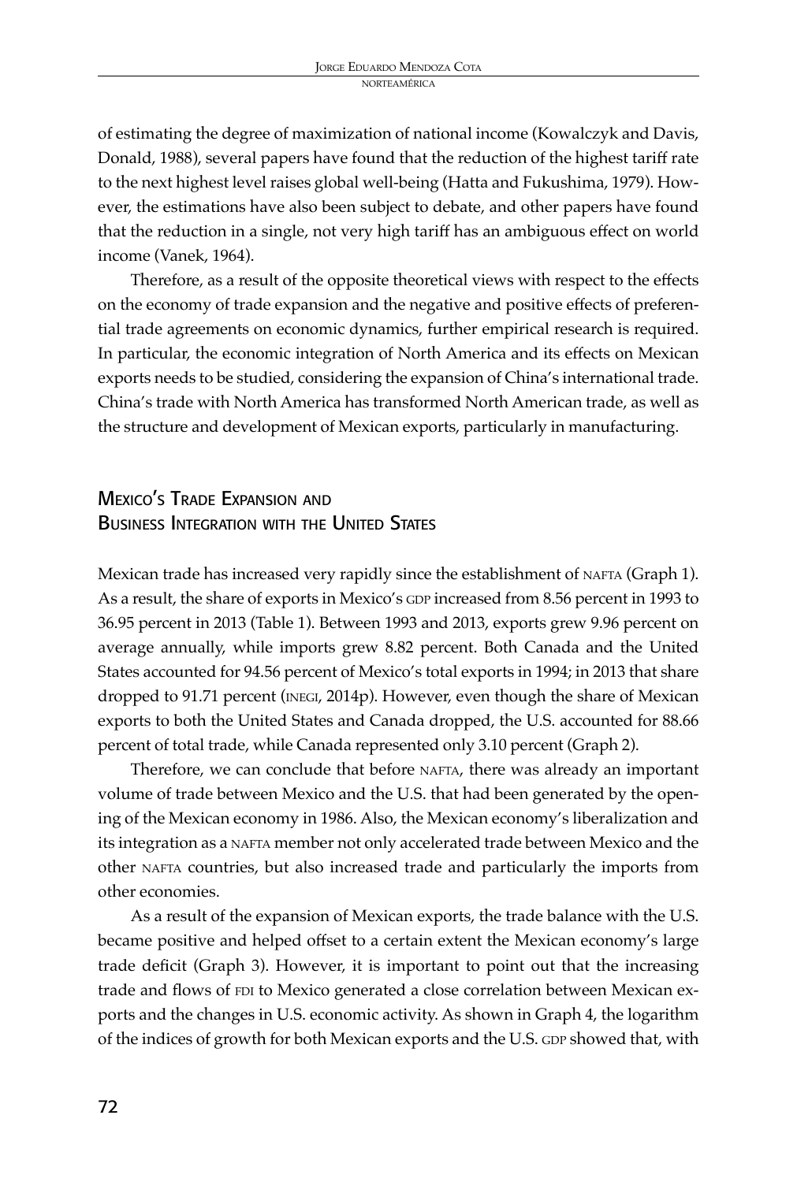of estimating the degree of maximization of national income (Kowalczyk and Davis, Donald, 1988), several papers have found that the reduction of the highest tariff rate to the next highest level raises global well-being (Hatta and Fukushima, 1979). However, the estimations have also been subject to debate, and other papers have found that the reduction in a single, not very high tariff has an ambiguous effect on world income (Vanek, 1964).

Therefore, as a result of the opposite theoretical views with respect to the effects on the economy of trade expansion and the negative and positive effects of preferential trade agreements on economic dynamics, further empirical research is required. In particular, the economic integration of North America and its effects on Mexican exports needs to be studied, considering the expansion of China's international trade. China's trade with North America has transformed North American trade, as well as the structure and development of Mexican exports, particularly in manufacturing.

## Mexico's Trade Expansion and Business Integration with the United States

Mexican trade has increased very rapidly since the establishment of NAFTA (Graph 1). As a result, the share of exports in Mexico's GDP increased from 8.56 percent in 1993 to 36.95 percent in 2013 (Table 1). Between 1993 and 2013, exports grew 9.96 percent on average annually, while imports grew 8.82 percent. Both Canada and the United States accounted for 94.56 percent of Mexico's total exports in 1994; in 2013 that share dropped to 91.71 percent (INEGI, 2014p). However, even though the share of Mexican exports to both the United States and Canada dropped, the U.S. accounted for 88.66 percent of total trade, while Canada represented only 3.10 percent (Graph 2).

Therefore, we can conclude that before NAFTA, there was already an important volume of trade between Mexico and the U.S. that had been generated by the opening of the Mexican economy in 1986. Also, the Mexican economy's liberalization and its integration as a NAFTA member not only accelerated trade between Mexico and the other NAFTA countries, but also increased trade and particularly the imports from other economies.

As a result of the expansion of Mexican exports, the trade balance with the U.S. became positive and helped offset to a certain extent the Mexican economy's large trade deficit (Graph 3). However, it is important to point out that the increasing trade and flows of FDI to Mexico generated a close correlation between Mexican exports and the changes in U.S. economic activity. As shown in Graph 4, the logarithm of the indices of growth for both Mexican exports and the U.S. GDP showed that, with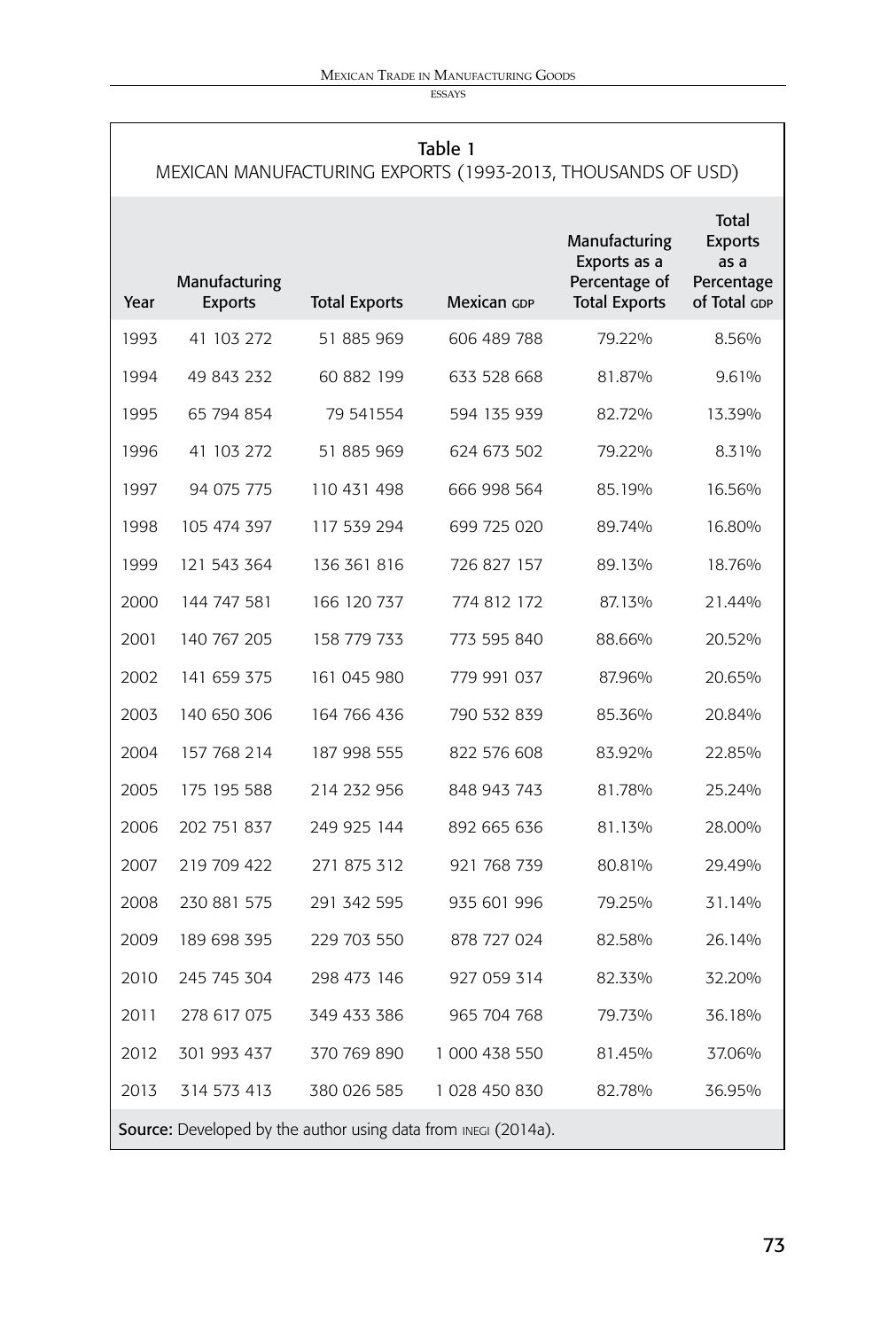Table 1

MEXICAN MANUFACTURING EXPORTS (1993-2013, THOUSANDS OF USD)

| Year | Manufacturing Exports | Total Exports | Mexican GDP | Manufacturing Exports as a Percentage of Total Exports | Total Exports as a Percentage of Total GDP |
|---|---|---|---|---|---|
| 1993 | 41 103 272 | 51 885 969 | 606 489 788 | 79.22% | 8.56% |
| 1994 | 49 843 232 | 60 882 199 | 633 528 668 | 81.87% | 9.61% |
| 1995 | 65 794 854 | 79 541554 | 594 135 939 | 82.72% | 13.39% |
| 1996 | 41 103 272 | 51 885 969 | 624 673 502 | 79.22% | 8.31% |
| 1997 | 94 075 775 | 110 431 498 | 666 998 564 | 85.19% | 16.56% |
| 1998 | 105 474 397 | 117 539 294 | 699 725 020 | 89.74% | 16.80% |
| 1999 | 121 543 364 | 136 361 816 | 726 827 157 | 89.13% | 18.76% |
| 2000 | 144 747 581 | 166 120 737 | 774 812 172 | 87.13% | 21.44% |
| 2001 | 140 767 205 | 158 779 733 | 773 595 840 | 88.66% | 20.52% |
| 2002 | 141 659 375 | 161 045 980 | 779 991 037 | 87.96% | 20.65% |
| 2003 | 140 650 306 | 164 766 436 | 790 532 839 | 85.36% | 20.84% |
| 2004 | 157 768 214 | 187 998 555 | 822 576 608 | 83.92% | 22.85% |
| 2005 | 175 195 588 | 214 232 956 | 848 943 743 | 81.78% | 25.24% |
| 2006 | 202 751 837 | 249 925 144 | 892 665 636 | 81.13% | 28.00% |
| 2007 | 219 709 422 | 271 875 312 | 921 768 739 | 80.81% | 29.49% |
| 2008 | 230 881 575 | 291 342 595 | 935 601 996 | 79.25% | 31.14% |
| 2009 | 189 698 395 | 229 703 550 | 878 727 024 | 82.58% | 26.14% |
| 2010 | 245 745 304 | 298 473 146 | 927 059 314 | 82.33% | 32.20% |
| 2011 | 278 617 075 | 349 433 386 | 965 704 768 | 79.73% | 36.18% |
| 2012 | 301 993 437 | 370 769 890 | 1 000 438 550 | 81.45% | 37.06% |
| 2013 | 314 573 413 | 380 026 585 | 1 028 450 830 | 82.78% | 36.95% |

**Source:** Developed by the author using data from INEGI (2014a).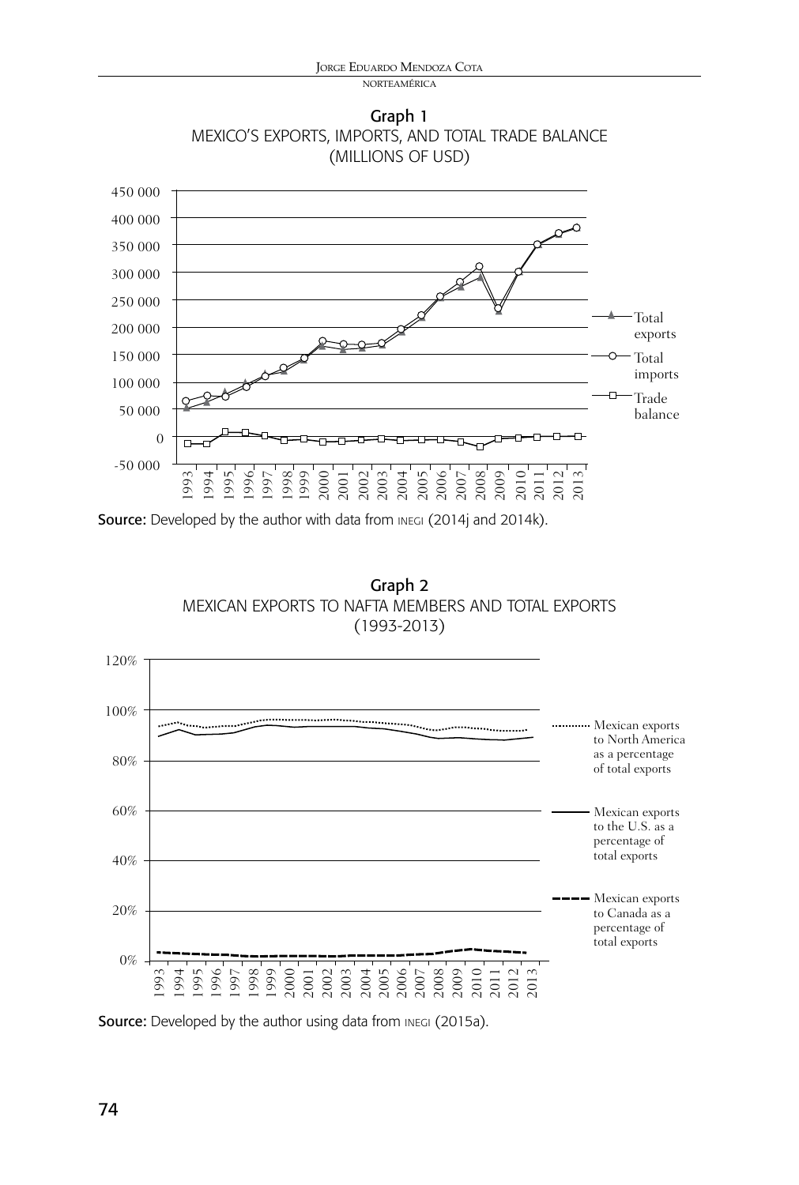Graph 1
MEXICO'S EXPORTS, IMPORTS, AND TOTAL TRADE BALANCE
(MILLIONS OF USD)

**Source:** Developed by the author with data from INEGI (2014j and 2014k).

Graph 2
MEXICAN EXPORTS TO NAFTA MEMBERS AND TOTAL EXPORTS
(1993-2013)

**Source:** Developed by the author using data from INEGI (2015a).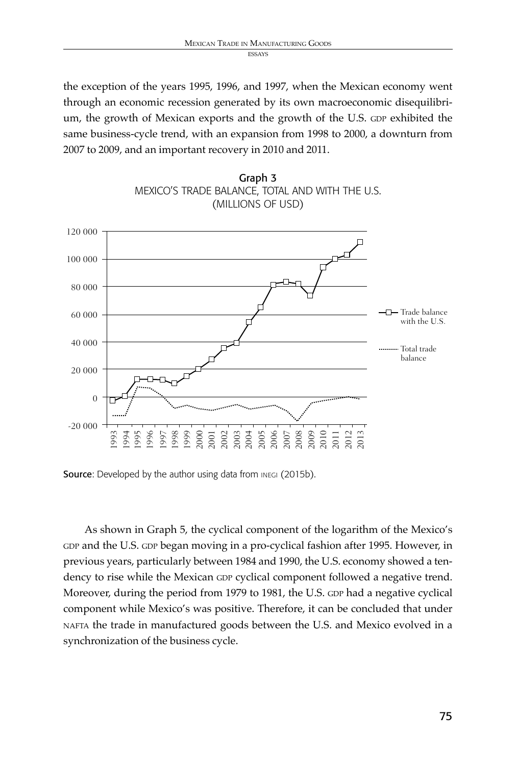the exception of the years 1995, 1996, and 1997, when the Mexican economy went through an economic recession generated by its own macroeconomic disequilibrium, the growth of Mexican exports and the growth of the U.S. GDP exhibited the same business-cycle trend, with an expansion from 1998 to 2000, a downturn from 2007 to 2009, and an important recovery in 2010 and 2011.

**Graph 3**
MEXICO'S TRADE BALANCE, TOTAL AND WITH THE U.S.
(MILLIONS OF USD)

**Source**: Developed by the author using data from INEGI (2015b).

As shown in Graph 5, the cyclical component of the logarithm of the Mexico's GDP and the U.S. GDP began moving in a pro-cyclical fashion after 1995. However, in previous years, particularly between 1984 and 1990, the U.S. economy showed a tendency to rise while the Mexican GDP cyclical component followed a negative trend. Moreover, during the period from 1979 to 1981, the U.S. GDP had a negative cyclical component while Mexico's was positive. Therefore, it can be concluded that under NAFTA the trade in manufactured goods between the U.S. and Mexico evolved in a synchronization of the business cycle.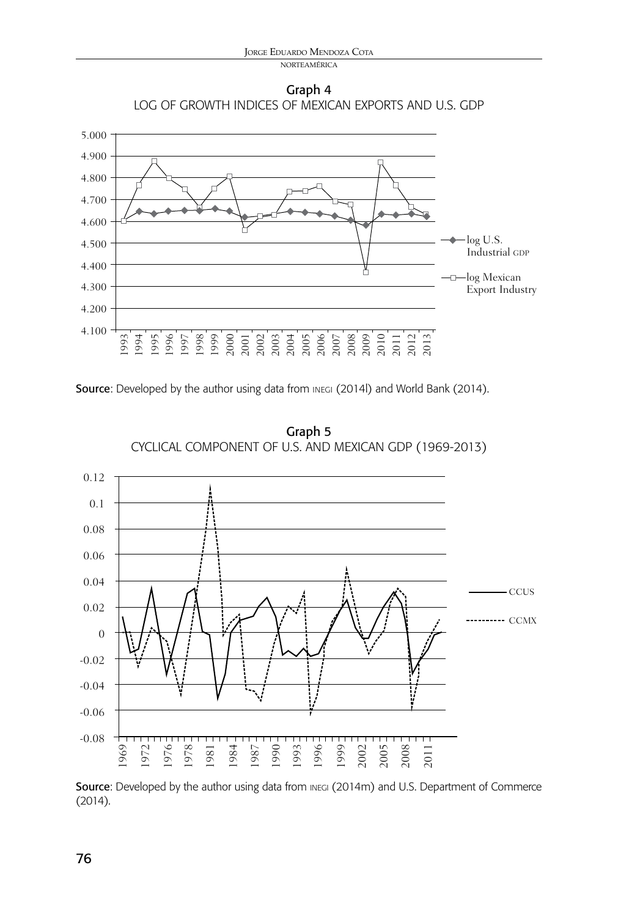**Graph 4**
LOG OF GROWTH INDICES OF MEXICAN EXPORTS AND U.S. GDP

**Source**: Developed by the author using data from INEGI (2014l) and World Bank (2014).

**Graph 5**
CYCLICAL COMPONENT OF U.S. AND MEXICAN GDP (1969-2013)

**Source**: Developed by the author using data from INEGI (2014m) and U.S. Department of Commerce (2014).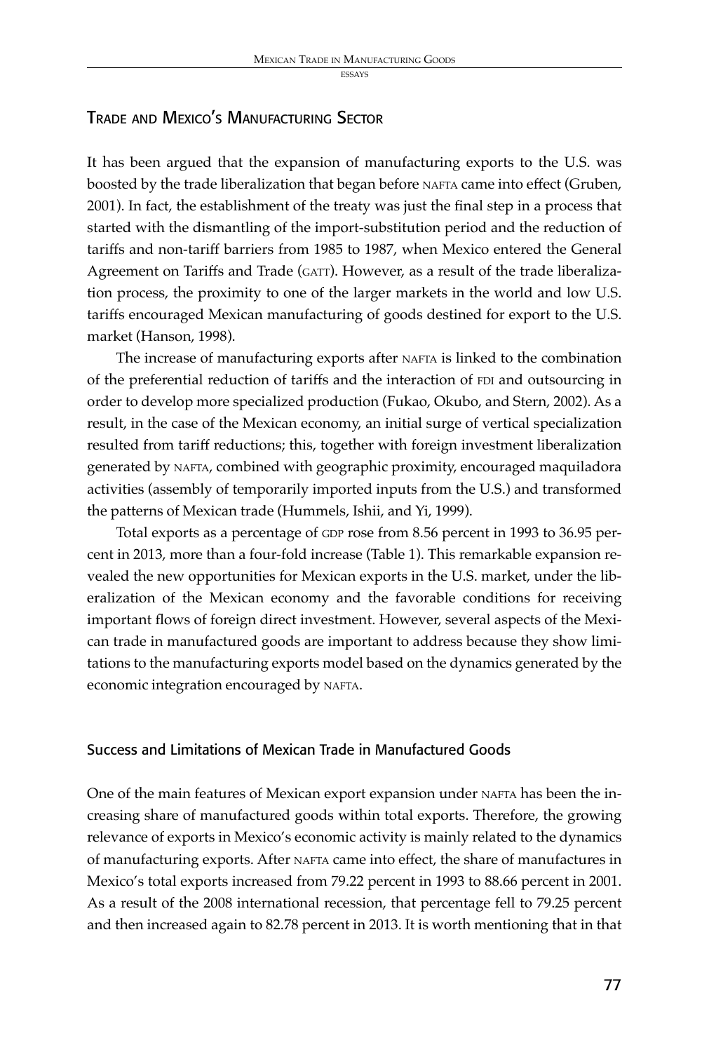## Trade and Mexico's Manufacturing Sector

It has been argued that the expansion of manufacturing exports to the U.S. was boosted by the trade liberalization that began before NAFTA came into effect (Gruben, 2001). In fact, the establishment of the treaty was just the final step in a process that started with the dismantling of the import-substitution period and the reduction of tariffs and non-tariff barriers from 1985 to 1987, when Mexico entered the General Agreement on Tariffs and Trade (GATT). However, as a result of the trade liberalization process, the proximity to one of the larger markets in the world and low U.S. tariffs encouraged Mexican manufacturing of goods destined for export to the U.S. market (Hanson, 1998).

The increase of manufacturing exports after NAFTA is linked to the combination of the preferential reduction of tariffs and the interaction of FDI and outsourcing in order to develop more specialized production (Fukao, Okubo, and Stern, 2002). As a result, in the case of the Mexican economy, an initial surge of vertical specialization resulted from tariff reductions; this, together with foreign investment liberalization generated by NAFTA, combined with geographic proximity, encouraged maquiladora activities (assembly of temporarily imported inputs from the U.S.) and transformed the patterns of Mexican trade (Hummels, Ishii, and Yi, 1999).

Total exports as a percentage of GDP rose from 8.56 percent in 1993 to 36.95 percent in 2013, more than a four-fold increase (Table 1). This remarkable expansion revealed the new opportunities for Mexican exports in the U.S. market, under the liberalization of the Mexican economy and the favorable conditions for receiving important flows of foreign direct investment. However, several aspects of the Mexican trade in manufactured goods are important to address because they show limitations to the manufacturing exports model based on the dynamics generated by the economic integration encouraged by NAFTA.

### Success and Limitations of Mexican Trade in Manufactured Goods

One of the main features of Mexican export expansion under NAFTA has been the increasing share of manufactured goods within total exports. Therefore, the growing relevance of exports in Mexico's economic activity is mainly related to the dynamics of manufacturing exports. After NAFTA came into effect, the share of manufactures in Mexico's total exports increased from 79.22 percent in 1993 to 88.66 percent in 2001. As a result of the 2008 international recession, that percentage fell to 79.25 percent and then increased again to 82.78 percent in 2013. It is worth mentioning that in that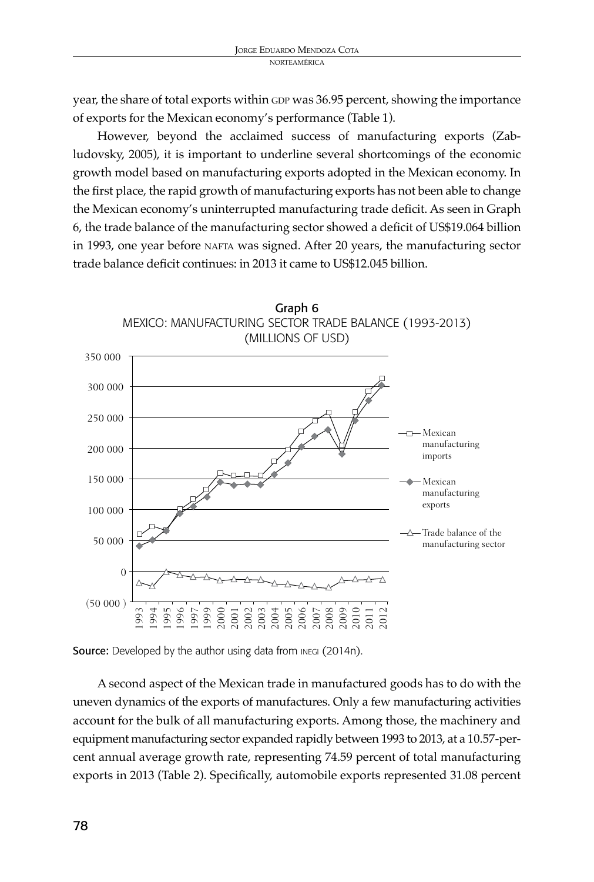year, the share of total exports within GDP was 36.95 percent, showing the importance of exports for the Mexican economy's performance (Table 1).

However, beyond the acclaimed success of manufacturing exports (Zabludovsky, 2005), it is important to underline several shortcomings of the economic growth model based on manufacturing exports adopted in the Mexican economy. In the first place, the rapid growth of manufacturing exports has not been able to change the Mexican economy's uninterrupted manufacturing trade deficit. As seen in Graph 6, the trade balance of the manufacturing sector showed a deficit of US$19.064 billion in 1993, one year before NAFTA was signed. After 20 years, the manufacturing sector trade balance deficit continues: in 2013 it came to US$12.045 billion.

Graph 6
MEXICO: MANUFACTURING SECTOR TRADE BALANCE (1993-2013)
(MILLIONS OF USD)

Source: Developed by the author using data from INEGI (2014n).

A second aspect of the Mexican trade in manufactured goods has to do with the uneven dynamics of the exports of manufactures. Only a few manufacturing activities account for the bulk of all manufacturing exports. Among those, the machinery and equipment manufacturing sector expanded rapidly between 1993 to 2013, at a 10.57-percent annual average growth rate, representing 74.59 percent of total manufacturing exports in 2013 (Table 2). Specifically, automobile exports represented 31.08 percent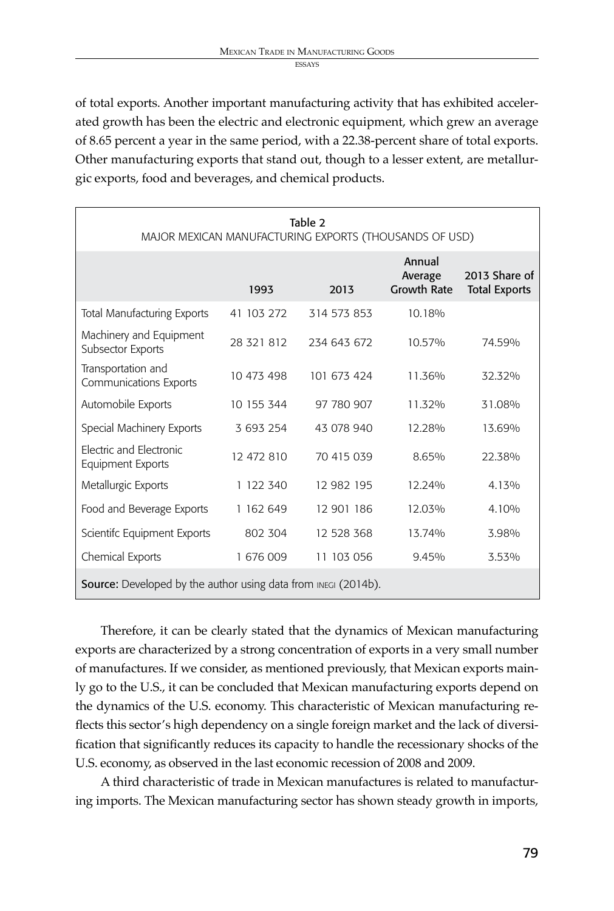of total exports. Another important manufacturing activity that has exhibited accelerated growth has been the electric and electronic equipment, which grew an average of 8.65 percent a year in the same period, with a 22.38-percent share of total exports. Other manufacturing exports that stand out, though to a lesser extent, are metallurgic exports, food and beverages, and chemical products.

Table 2
MAJOR MEXICAN MANUFACTURING EXPORTS (THOUSANDS OF USD)

| | 1993 | 2013 | Annual Average Growth Rate | 2013 Share of Total Exports |
|---|---|---|---|---|
| Total Manufacturing Exports | 41 103 272 | 314 573 853 | 10.18% | |
| Machinery and Equipment Subsector Exports | 28 321 812 | 234 643 672 | 10.57% | 74.59% |
| Transportation and Communications Exports | 10 473 498 | 101 673 424 | 11.36% | 32.32% |
| Automobile Exports | 10 155 344 | 97 780 907 | 11.32% | 31.08% |
| Special Machinery Exports | 3 693 254 | 43 078 940 | 12.28% | 13.69% |
| Electric and Electronic Equipment Exports | 12 472 810 | 70 415 039 | 8.65% | 22.38% |
| Metallurgic Exports | 1 122 340 | 12 982 195 | 12.24% | 4.13% |
| Food and Beverage Exports | 1 162 649 | 12 901 186 | 12.03% | 4.10% |
| Scientifc Equipment Exports | 802 304 | 12 528 368 | 13.74% | 3.98% |
| Chemical Exports | 1 676 009 | 11 103 056 | 9.45% | 3.53% |

**Source:** Developed by the author using data from INEGI (2014b).

Therefore, it can be clearly stated that the dynamics of Mexican manufacturing exports are characterized by a strong concentration of exports in a very small number of manufactures. If we consider, as mentioned previously, that Mexican exports mainly go to the U.S., it can be concluded that Mexican manufacturing exports depend on the dynamics of the U.S. economy. This characteristic of Mexican manufacturing reflects this sector's high dependency on a single foreign market and the lack of diversification that significantly reduces its capacity to handle the recessionary shocks of the U.S. economy, as observed in the last economic recession of 2008 and 2009.

A third characteristic of trade in Mexican manufactures is related to manufacturing imports. The Mexican manufacturing sector has shown steady growth in imports,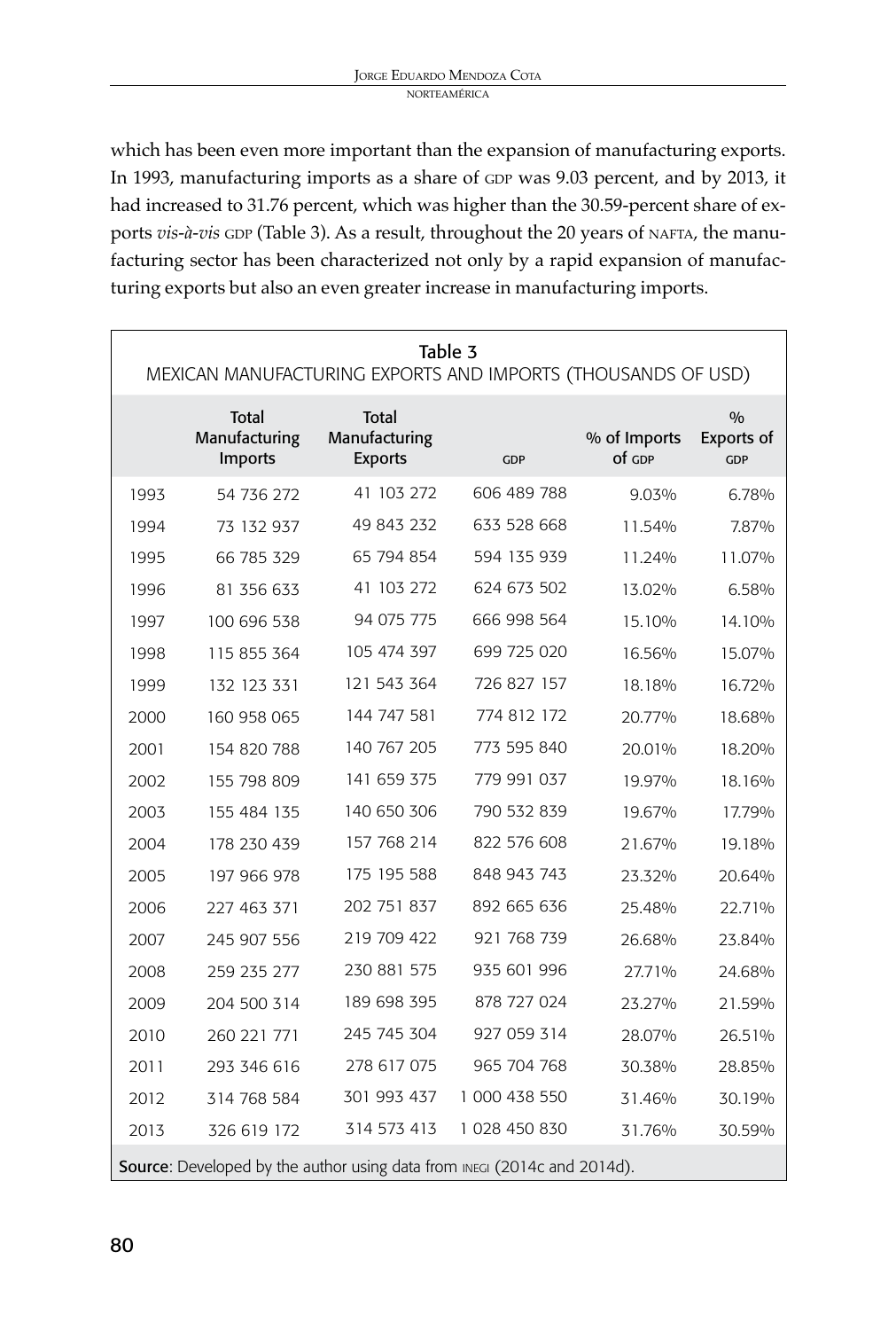which has been even more important than the expansion of manufacturing exports. In 1993, manufacturing imports as a share of GDP was 9.03 percent, and by 2013, it had increased to 31.76 percent, which was higher than the 30.59-percent share of exports *vis-à-vis* GDP (Table 3). As a result, throughout the 20 years of NAFTA, the manufacturing sector has been characterized not only by a rapid expansion of manufacturing exports but also an even greater increase in manufacturing imports.

Table 3
MEXICAN MANUFACTURING EXPORTS AND IMPORTS (THOUSANDS OF USD)

| | Total Manufacturing Imports | Total Manufacturing Exports | GDP | % of Imports of GDP | % Exports of GDP |
|---|---|---|---|---|---|
| 1993 | 54 736 272 | 41 103 272 | 606 489 788 | 9.03% | 6.78% |
| 1994 | 73 132 937 | 49 843 232 | 633 528 668 | 11.54% | 7.87% |
| 1995 | 66 785 329 | 65 794 854 | 594 135 939 | 11.24% | 11.07% |
| 1996 | 81 356 633 | 41 103 272 | 624 673 502 | 13.02% | 6.58% |
| 1997 | 100 696 538 | 94 075 775 | 666 998 564 | 15.10% | 14.10% |
| 1998 | 115 855 364 | 105 474 397 | 699 725 020 | 16.56% | 15.07% |
| 1999 | 132 123 331 | 121 543 364 | 726 827 157 | 18.18% | 16.72% |
| 2000 | 160 958 065 | 144 747 581 | 774 812 172 | 20.77% | 18.68% |
| 2001 | 154 820 788 | 140 767 205 | 773 595 840 | 20.01% | 18.20% |
| 2002 | 155 798 809 | 141 659 375 | 779 991 037 | 19.97% | 18.16% |
| 2003 | 155 484 135 | 140 650 306 | 790 532 839 | 19.67% | 17.79% |
| 2004 | 178 230 439 | 157 768 214 | 822 576 608 | 21.67% | 19.18% |
| 2005 | 197 966 978 | 175 195 588 | 848 943 743 | 23.32% | 20.64% |
| 2006 | 227 463 371 | 202 751 837 | 892 665 636 | 25.48% | 22.71% |
| 2007 | 245 907 556 | 219 709 422 | 921 768 739 | 26.68% | 23.84% |
| 2008 | 259 235 277 | 230 881 575 | 935 601 996 | 27.71% | 24.68% |
| 2009 | 204 500 314 | 189 698 395 | 878 727 024 | 23.27% | 21.59% |
| 2010 | 260 221 771 | 245 745 304 | 927 059 314 | 28.07% | 26.51% |
| 2011 | 293 346 616 | 278 617 075 | 965 704 768 | 30.38% | 28.85% |
| 2012 | 314 768 584 | 301 993 437 | 1 000 438 550 | 31.46% | 30.19% |
| 2013 | 326 619 172 | 314 573 413 | 1 028 450 830 | 31.76% | 30.59% |

**Source**: Developed by the author using data from INEGI (2014c and 2014d).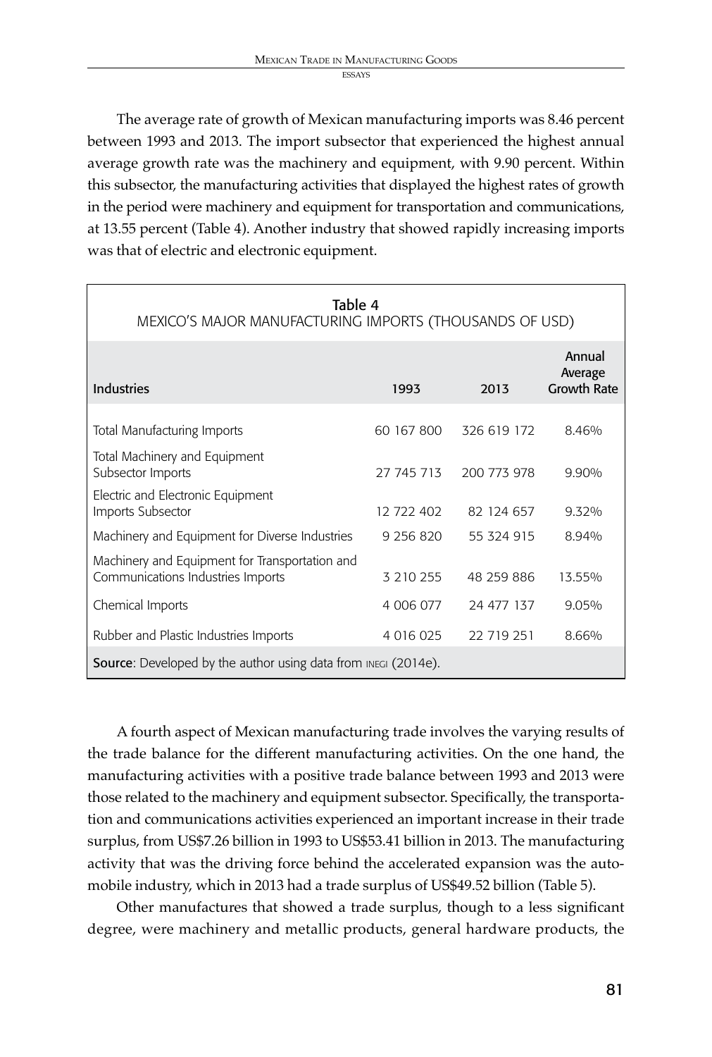The average rate of growth of Mexican manufacturing imports was 8.46 percent between 1993 and 2013. The import subsector that experienced the highest annual average growth rate was the machinery and equipment, with 9.90 percent. Within this subsector, the manufacturing activities that displayed the highest rates of growth in the period were machinery and equipment for transportation and communications, at 13.55 percent (Table 4). Another industry that showed rapidly increasing imports was that of electric and electronic equipment.

Table 4
MEXICO'S MAJOR MANUFACTURING IMPORTS (THOUSANDS OF USD)

| Industries | 1993 | 2013 | Annual Average Growth Rate |
|---|---|---|---|
| Total Manufacturing Imports | 60 167 800 | 326 619 172 | 8.46% |
| Total Machinery and Equipment Subsector Imports | 27 745 713 | 200 773 978 | 9.90% |
| Electric and Electronic Equipment Imports Subsector | 12 722 402 | 82 124 657 | 9.32% |
| Machinery and Equipment for Diverse Industries | 9 256 820 | 55 324 915 | 8.94% |
| Machinery and Equipment for Transportation and Communications Industries Imports | 3 210 255 | 48 259 886 | 13.55% |
| Chemical Imports | 4 006 077 | 24 477 137 | 9.05% |
| Rubber and Plastic Industries Imports | 4 016 025 | 22 719 251 | 8.66% |

**Source**: Developed by the author using data from INEGI (2014e).

A fourth aspect of Mexican manufacturing trade involves the varying results of the trade balance for the different manufacturing activities. On the one hand, the manufacturing activities with a positive trade balance between 1993 and 2013 were those related to the machinery and equipment subsector. Specifically, the transportation and communications activities experienced an important increase in their trade surplus, from US$7.26 billion in 1993 to US$53.41 billion in 2013. The manufacturing activity that was the driving force behind the accelerated expansion was the automobile industry, which in 2013 had a trade surplus of US$49.52 billion (Table 5).

Other manufactures that showed a trade surplus, though to a less significant degree, were machinery and metallic products, general hardware products, the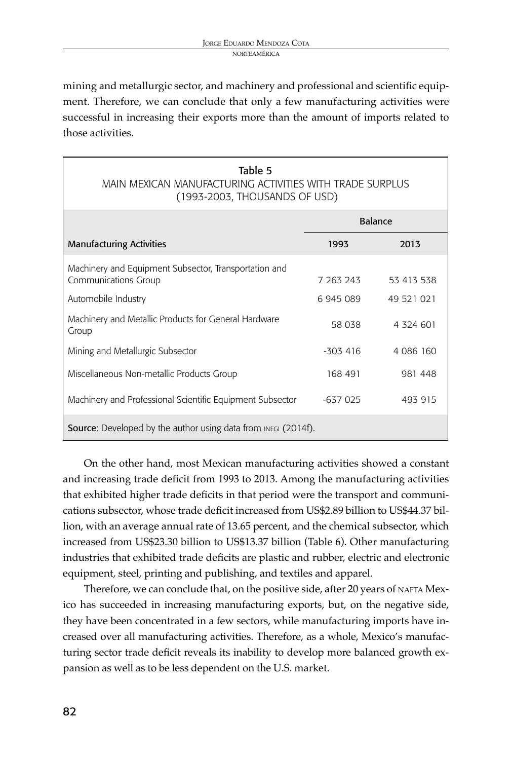mining and metallurgic sector, and machinery and professional and scientific equipment. Therefore, we can conclude that only a few manufacturing activities were successful in increasing their exports more than the amount of imports related to those activities.

**Table 5**
MAIN MEXICAN MANUFACTURING ACTIVITIES WITH TRADE SURPLUS (1993-2003, THOUSANDS OF USD)

| Manufacturing Activities | Balance | |
|---|---|---|
| | 1993 | 2013 |
| Machinery and Equipment Subsector, Transportation and Communications Group | 7 263 243 | 53 413 538 |
| Automobile Industry | 6 945 089 | 49 521 021 |
| Machinery and Metallic Products for General Hardware Group | 58 038 | 4 324 601 |
| Mining and Metallurgic Subsector | -303 416 | 4 086 160 |
| Miscellaneous Non-metallic Products Group | 168 491 | 981 448 |
| Machinery and Professional Scientific Equipment Subsector | -637 025 | 493 915 |

**Source**: Developed by the author using data from INEGI (2014f).

On the other hand, most Mexican manufacturing activities showed a constant and increasing trade deficit from 1993 to 2013. Among the manufacturing activities that exhibited higher trade deficits in that period were the transport and communications subsector, whose trade deficit increased from US$2.89 billion to US$44.37 billion, with an average annual rate of 13.65 percent, and the chemical subsector, which increased from US$23.30 billion to US$13.37 billion (Table 6). Other manufacturing industries that exhibited trade deficits are plastic and rubber, electric and electronic equipment, steel, printing and publishing, and textiles and apparel.

Therefore, we can conclude that, on the positive side, after 20 years of NAFTA Mexico has succeeded in increasing manufacturing exports, but, on the negative side, they have been concentrated in a few sectors, while manufacturing imports have increased over all manufacturing activities. Therefore, as a whole, Mexico's manufacturing sector trade deficit reveals its inability to develop more balanced growth expansion as well as to be less dependent on the U.S. market.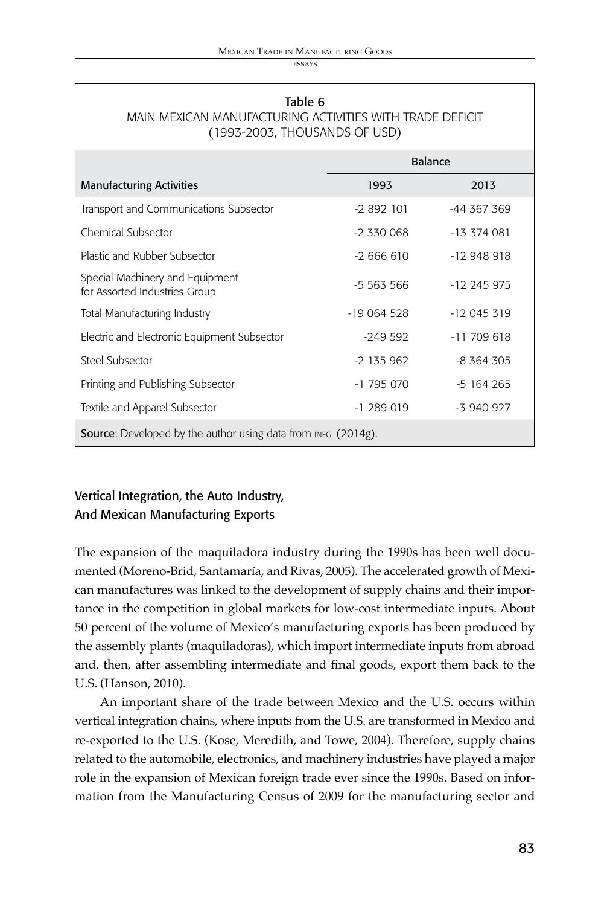Table 6
MAIN MEXICAN MANUFACTURING ACTIVITIES WITH TRADE DEFICIT
(1993-2003, THOUSANDS OF USD)

| Manufacturing Activities | Balance | |
|---|---|---|
| | 1993 | 2013 |
| Transport and Communications Subsector | -2 892 101 | -44 367 369 |
| Chemical Subsector | -2 330 068 | -13 374 081 |
| Plastic and Rubber Subsector | -2 666 610 | -12 948 918 |
| Special Machinery and Equipment for Assorted Industries Group | -5 563 566 | -12 245 975 |
| Total Manufacturing Industry | -19 064 528 | -12 045 319 |
| Electric and Electronic Equipment Subsector | -249 592 | -11 709 618 |
| Steel Subsector | -2 135 962 | -8 364 305 |
| Printing and Publishing Subsector | -1 795 070 | -5 164 265 |
| Textile and Apparel Subsector | -1 289 019 | -3 940 927 |

**Source**: Developed by the author using data from INEGI (2014g).

## Vertical Integration, the Auto Industry, And Mexican Manufacturing Exports

The expansion of the maquiladora industry during the 1990s has been well documented (Moreno-Brid, Santamaría, and Rivas, 2005). The accelerated growth of Mexican manufactures was linked to the development of supply chains and their importance in the competition in global markets for low-cost intermediate inputs. About 50 percent of the volume of Mexico's manufacturing exports has been produced by the assembly plants (maquiladoras), which import intermediate inputs from abroad and, then, after assembling intermediate and final goods, export them back to the U.S. (Hanson, 2010).

An important share of the trade between Mexico and the U.S. occurs within vertical integration chains, where inputs from the U.S. are transformed in Mexico and re-exported to the U.S. (Kose, Meredith, and Towe, 2004). Therefore, supply chains related to the automobile, electronics, and machinery industries have played a major role in the expansion of Mexican foreign trade ever since the 1990s. Based on information from the Manufacturing Census of 2009 for the manufacturing sector and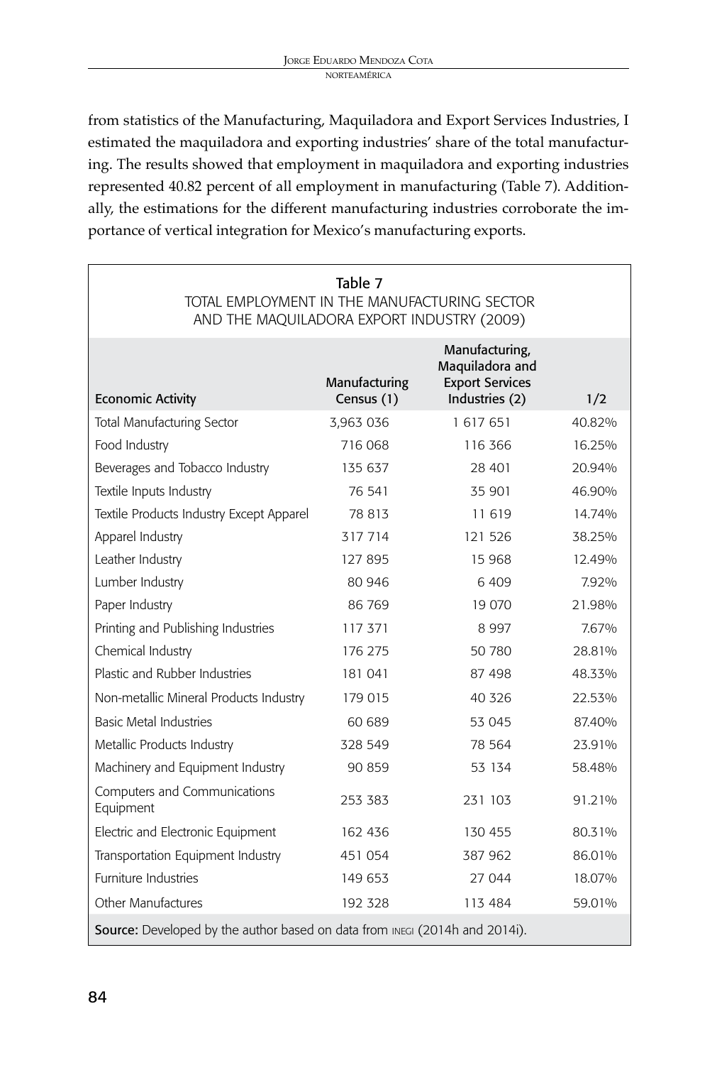from statistics of the Manufacturing, Maquiladora and Export Services Industries, I estimated the maquiladora and exporting industries' share of the total manufacturing. The results showed that employment in maquiladora and exporting industries represented 40.82 percent of all employment in manufacturing (Table 7). Additionally, the estimations for the different manufacturing industries corroborate the importance of vertical integration for Mexico's manufacturing exports.

Table 7
TOTAL EMPLOYMENT IN THE MANUFACTURING SECTOR AND THE MAQUILADORA EXPORT INDUSTRY (2009)

| Economic Activity | Manufacturing Census (1) | Manufacturing, Maquiladora and Export Services Industries (2) | 1/2 |
|---|---|---|---|
| Total Manufacturing Sector | 3,963 036 | 1 617 651 | 40.82% |
| Food Industry | 716 068 | 116 366 | 16.25% |
| Beverages and Tobacco Industry | 135 637 | 28 401 | 20.94% |
| Textile Inputs Industry | 76 541 | 35 901 | 46.90% |
| Textile Products Industry Except Apparel | 78 813 | 11 619 | 14.74% |
| Apparel Industry | 317 714 | 121 526 | 38.25% |
| Leather Industry | 127 895 | 15 968 | 12.49% |
| Lumber Industry | 80 946 | 6 409 | 7.92% |
| Paper Industry | 86 769 | 19 070 | 21.98% |
| Printing and Publishing Industries | 117 371 | 8 997 | 7.67% |
| Chemical Industry | 176 275 | 50 780 | 28.81% |
| Plastic and Rubber Industries | 181 041 | 87 498 | 48.33% |
| Non-metallic Mineral Products Industry | 179 015 | 40 326 | 22.53% |
| Basic Metal Industries | 60 689 | 53 045 | 87.40% |
| Metallic Products Industry | 328 549 | 78 564 | 23.91% |
| Machinery and Equipment Industry | 90 859 | 53 134 | 58.48% |
| Computers and Communications Equipment | 253 383 | 231 103 | 91.21% |
| Electric and Electronic Equipment | 162 436 | 130 455 | 80.31% |
| Transportation Equipment Industry | 451 054 | 387 962 | 86.01% |
| Furniture Industries | 149 653 | 27 044 | 18.07% |
| Other Manufactures | 192 328 | 113 484 | 59.01% |

**Source:** Developed by the author based on data from INEGI (2014h and 2014i).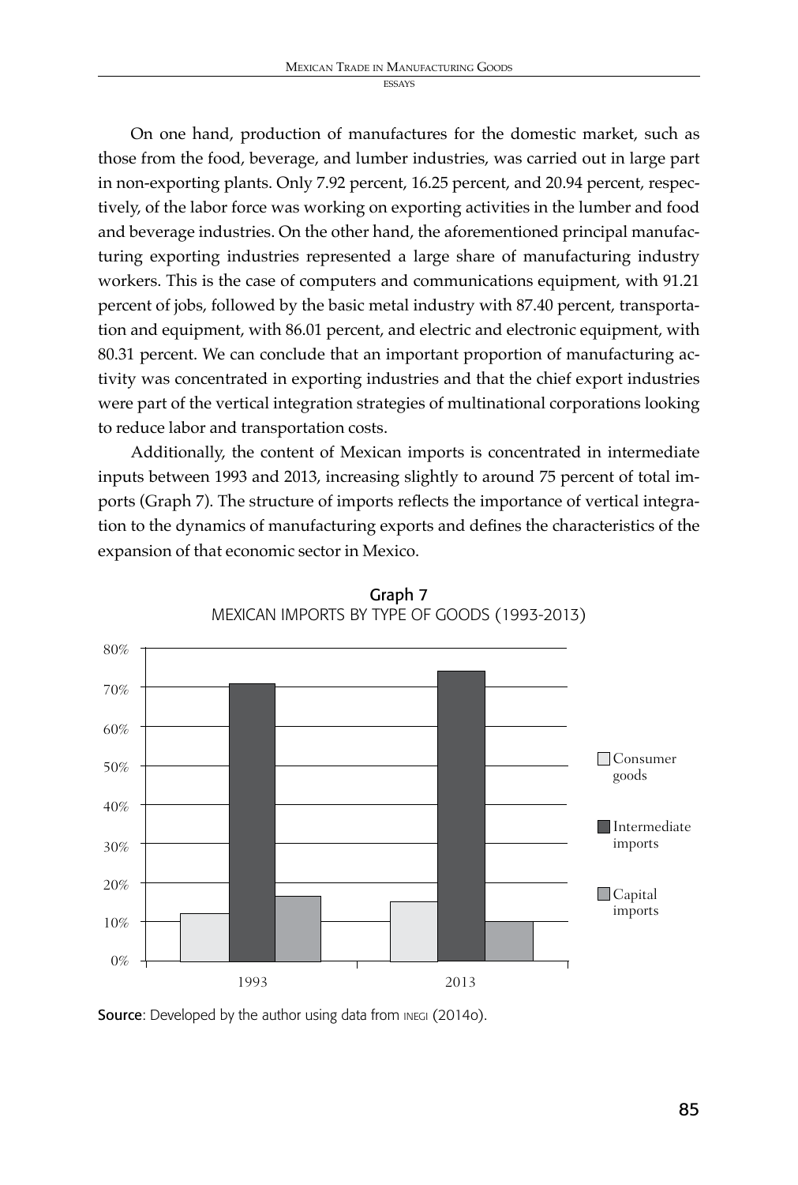On one hand, production of manufactures for the domestic market, such as those from the food, beverage, and lumber industries, was carried out in large part in non-exporting plants. Only 7.92 percent, 16.25 percent, and 20.94 percent, respectively, of the labor force was working on exporting activities in the lumber and food and beverage industries. On the other hand, the aforementioned principal manufacturing exporting industries represented a large share of manufacturing industry workers. This is the case of computers and communications equipment, with 91.21 percent of jobs, followed by the basic metal industry with 87.40 percent, transportation and equipment, with 86.01 percent, and electric and electronic equipment, with 80.31 percent. We can conclude that an important proportion of manufacturing activity was concentrated in exporting industries and that the chief export industries were part of the vertical integration strategies of multinational corporations looking to reduce labor and transportation costs.

Additionally, the content of Mexican imports is concentrated in intermediate inputs between 1993 and 2013, increasing slightly to around 75 percent of total imports (Graph 7). The structure of imports reflects the importance of vertical integration to the dynamics of manufacturing exports and defines the characteristics of the expansion of that economic sector in Mexico.

**Graph 7**
MEXICAN IMPORTS BY TYPE OF GOODS (1993-2013)

**Source**: Developed by the author using data from INEGI (2014o).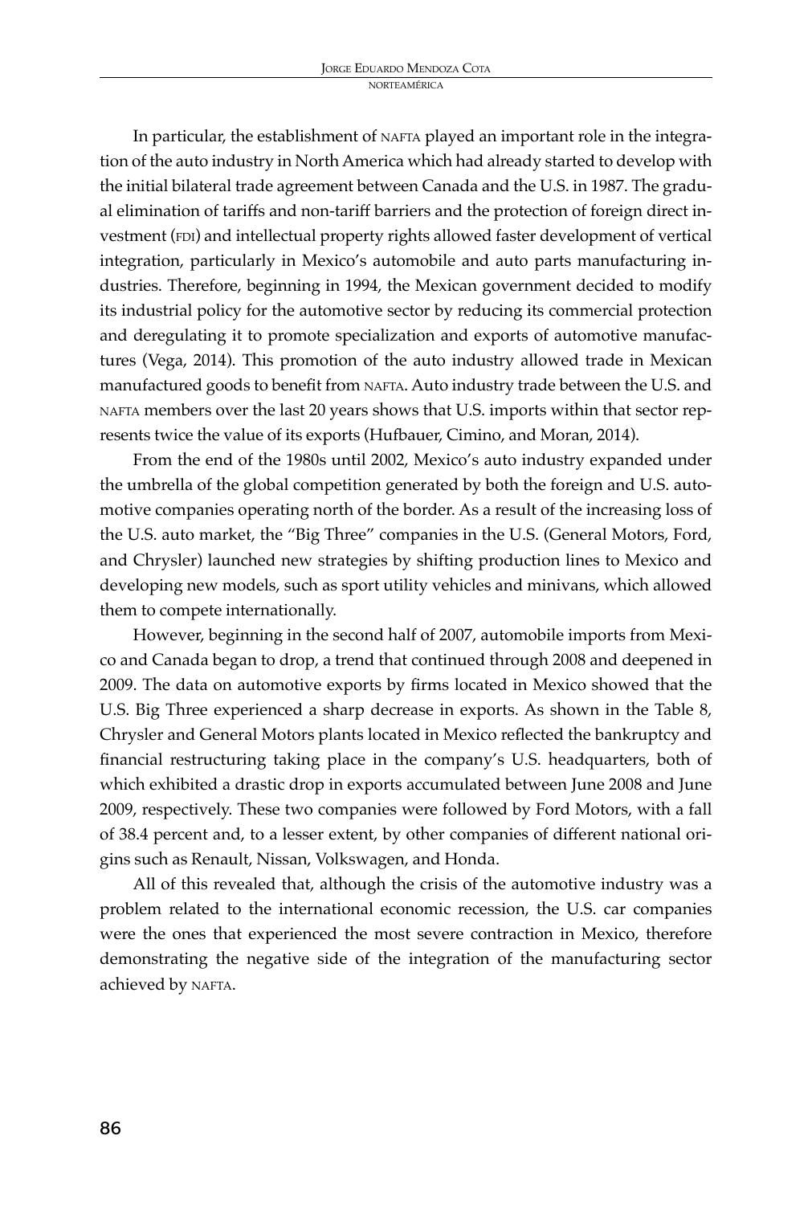In particular, the establishment of NAFTA played an important role in the integration of the auto industry in North America which had already started to develop with the initial bilateral trade agreement between Canada and the U.S. in 1987. The gradual elimination of tariffs and non-tariff barriers and the protection of foreign direct investment (FDI) and intellectual property rights allowed faster development of vertical integration, particularly in Mexico's automobile and auto parts manufacturing industries. Therefore, beginning in 1994, the Mexican government decided to modify its industrial policy for the automotive sector by reducing its commercial protection and deregulating it to promote specialization and exports of automotive manufactures (Vega, 2014). This promotion of the auto industry allowed trade in Mexican manufactured goods to benefit from NAFTA. Auto industry trade between the U.S. and NAFTA members over the last 20 years shows that U.S. imports within that sector represents twice the value of its exports (Hufbauer, Cimino, and Moran, 2014).

From the end of the 1980s until 2002, Mexico's auto industry expanded under the umbrella of the global competition generated by both the foreign and U.S. automotive companies operating north of the border. As a result of the increasing loss of the U.S. auto market, the "Big Three" companies in the U.S. (General Motors, Ford, and Chrysler) launched new strategies by shifting production lines to Mexico and developing new models, such as sport utility vehicles and minivans, which allowed them to compete internationally.

However, beginning in the second half of 2007, automobile imports from Mexico and Canada began to drop, a trend that continued through 2008 and deepened in 2009. The data on automotive exports by firms located in Mexico showed that the U.S. Big Three experienced a sharp decrease in exports. As shown in the Table 8, Chrysler and General Motors plants located in Mexico reflected the bankruptcy and financial restructuring taking place in the company's U.S. headquarters, both of which exhibited a drastic drop in exports accumulated between June 2008 and June 2009, respectively. These two companies were followed by Ford Motors, with a fall of 38.4 percent and, to a lesser extent, by other companies of different national origins such as Renault, Nissan, Volkswagen, and Honda.

All of this revealed that, although the crisis of the automotive industry was a problem related to the international economic recession, the U.S. car companies were the ones that experienced the most severe contraction in Mexico, therefore demonstrating the negative side of the integration of the manufacturing sector achieved by NAFTA.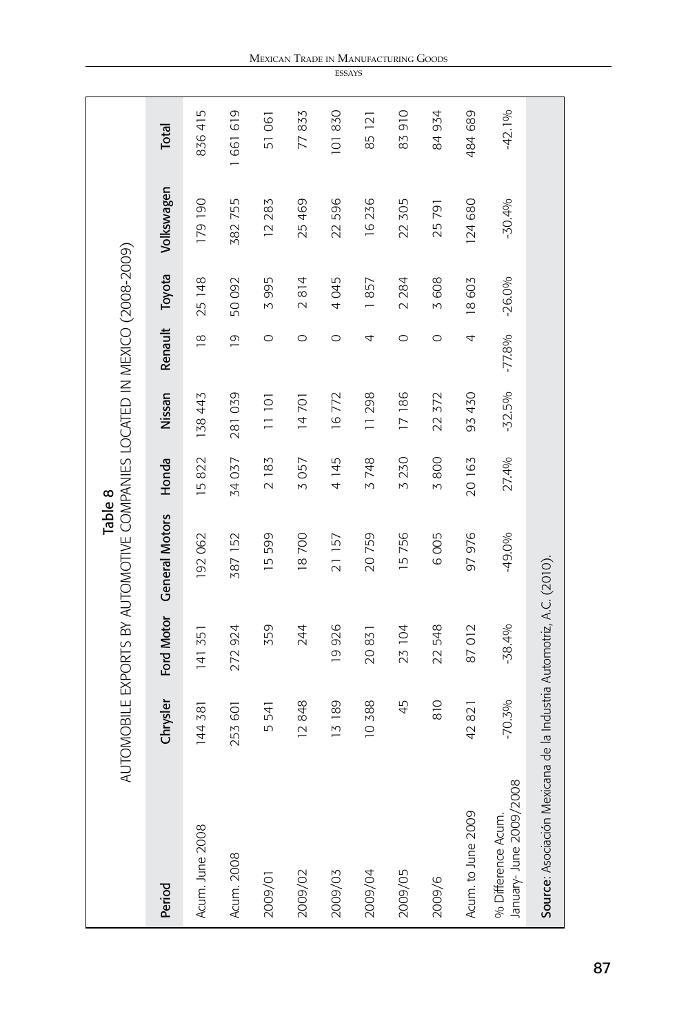**Table 8**

AUTOMOBILE EXPORTS BY AUTOMOTIVE COMPANIES LOCATED IN MEXICO (2008-2009)

| Period | Chrysler | Ford Motor | General Motors | Honda | Nissan | Renault | Toyota | Volkswagen | Total |
|---|---|---|---|---|---|---|---|---|---|
| Acum. June 2008 | 144 381 | 141 351 | 192 062 | 15 822 | 138 443 | 18 | 25 148 | 179 190 | 836 415 |
| Acum. 2008 | 253 601 | 272 924 | 387 152 | 34 037 | 281 039 | 19 | 50 092 | 382 755 | 1 661 619 |
| 2009/01 | 5 541 | 359 | 15 599 | 2 183 | 11 101 | 0 | 3 995 | 12 283 | 51 061 |
| 2009/02 | 12 848 | 244 | 18 700 | 3 057 | 14 701 | 0 | 2 814 | 25 469 | 77 833 |
| 2009/03 | 13 189 | 19 926 | 21 157 | 4 145 | 16 772 | 0 | 4 045 | 22 596 | 101 830 |
| 2009/04 | 10 388 | 20 831 | 20 759 | 3 748 | 11 298 | 4 | 1 857 | 16 236 | 85 121 |
| 2009/05 | 45 | 23 104 | 15 756 | 3 230 | 17 186 | 0 | 2 284 | 22 305 | 83 910 |
| 2009/6 | 810 | 22 548 | 6 005 | 3 800 | 22 372 | 0 | 3 608 | 25 791 | 84 934 |
| Acum. to June 2009 | 42 821 | 87 012 | 97 976 | 20 163 | 93 430 | 4 | 18 603 | 124 680 | 484 689 |
| % Difference Acum. January- June 2009/2008 | -70.3% | -38.4% | -49.0% | 27.4% | -32.5% | -77.8% | -26.0% | -30.4% | -42.1% |

**Source**: Asociación Mexicana de la Industria Automotriz, A.C. (2010).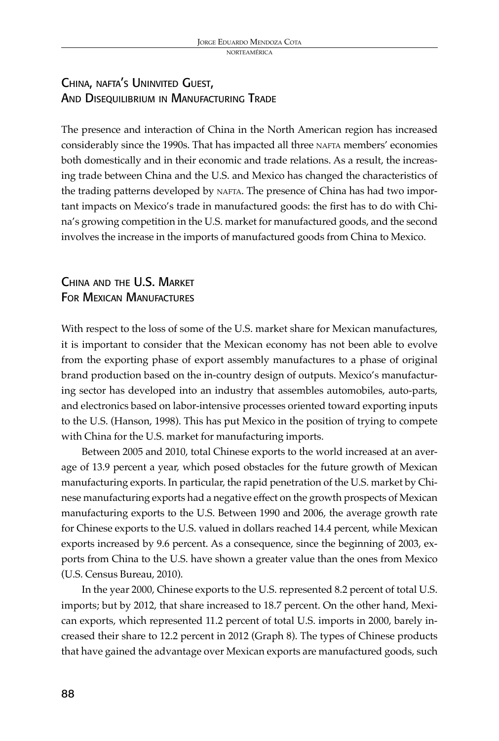## China, NAFTA's Uninvited Guest, And Disequilibrium in Manufacturing Trade

The presence and interaction of China in the North American region has increased considerably since the 1990s. That has impacted all three NAFTA members' economies both domestically and in their economic and trade relations. As a result, the increasing trade between China and the U.S. and Mexico has changed the characteristics of the trading patterns developed by NAFTA. The presence of China has had two important impacts on Mexico's trade in manufactured goods: the first has to do with China's growing competition in the U.S. market for manufactured goods, and the second involves the increase in the imports of manufactured goods from China to Mexico.

## China and the U.S. Market For Mexican Manufactures

With respect to the loss of some of the U.S. market share for Mexican manufactures, it is important to consider that the Mexican economy has not been able to evolve from the exporting phase of export assembly manufactures to a phase of original brand production based on the in-country design of outputs. Mexico's manufacturing sector has developed into an industry that assembles automobiles, auto-parts, and electronics based on labor-intensive processes oriented toward exporting inputs to the U.S. (Hanson, 1998). This has put Mexico in the position of trying to compete with China for the U.S. market for manufacturing imports.

Between 2005 and 2010, total Chinese exports to the world increased at an average of 13.9 percent a year, which posed obstacles for the future growth of Mexican manufacturing exports. In particular, the rapid penetration of the U.S. market by Chinese manufacturing exports had a negative effect on the growth prospects of Mexican manufacturing exports to the U.S. Between 1990 and 2006, the average growth rate for Chinese exports to the U.S. valued in dollars reached 14.4 percent, while Mexican exports increased by 9.6 percent. As a consequence, since the beginning of 2003, exports from China to the U.S. have shown a greater value than the ones from Mexico (U.S. Census Bureau, 2010).

In the year 2000, Chinese exports to the U.S. represented 8.2 percent of total U.S. imports; but by 2012, that share increased to 18.7 percent. On the other hand, Mexican exports, which represented 11.2 percent of total U.S. imports in 2000, barely increased their share to 12.2 percent in 2012 (Graph 8). The types of Chinese products that have gained the advantage over Mexican exports are manufactured goods, such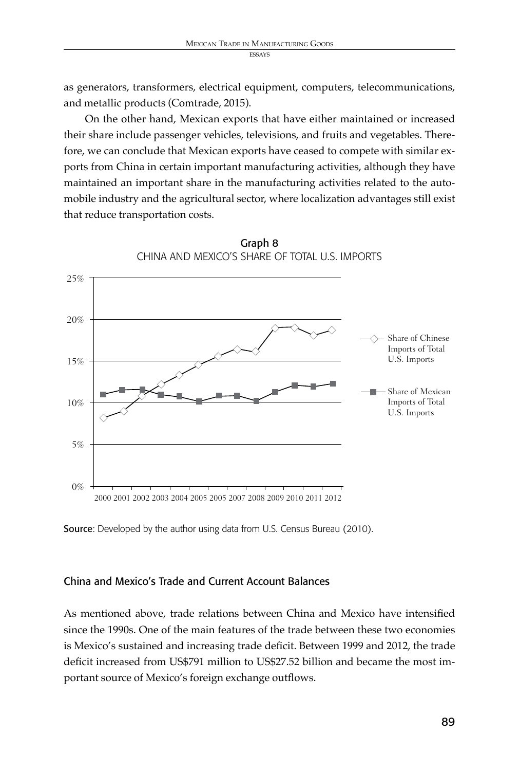as generators, transformers, electrical equipment, computers, telecommunications, and metallic products (Comtrade, 2015).

On the other hand, Mexican exports that have either maintained or increased their share include passenger vehicles, televisions, and fruits and vegetables. Therefore, we can conclude that Mexican exports have ceased to compete with similar exports from China in certain important manufacturing activities, although they have maintained an important share in the manufacturing activities related to the automobile industry and the agricultural sector, where localization advantages still exist that reduce transportation costs.

**Graph 8**
CHINA AND MEXICO'S SHARE OF TOTAL U.S. IMPORTS

Source: Developed by the author using data from U.S. Census Bureau (2010).

## China and Mexico's Trade and Current Account Balances

As mentioned above, trade relations between China and Mexico have intensified since the 1990s. One of the main features of the trade between these two economies is Mexico's sustained and increasing trade deficit. Between 1999 and 2012, the trade deficit increased from US$791 million to US$27.52 billion and became the most important source of Mexico's foreign exchange outflows.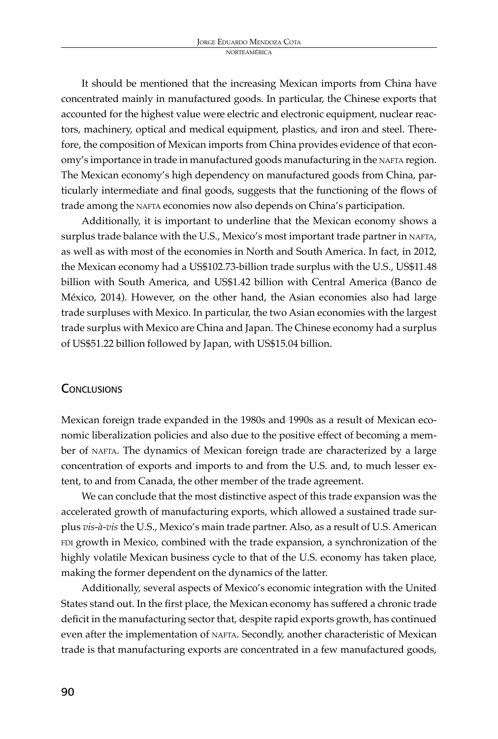It should be mentioned that the increasing Mexican imports from China have concentrated mainly in manufactured goods. In particular, the Chinese exports that accounted for the highest value were electric and electronic equipment, nuclear reactors, machinery, optical and medical equipment, plastics, and iron and steel. Therefore, the composition of Mexican imports from China provides evidence of that economy's importance in trade in manufactured goods manufacturing in the NAFTA region. The Mexican economy's high dependency on manufactured goods from China, particularly intermediate and final goods, suggests that the functioning of the flows of trade among the NAFTA economies now also depends on China's participation.

Additionally, it is important to underline that the Mexican economy shows a surplus trade balance with the U.S., Mexico's most important trade partner in NAFTA, as well as with most of the economies in North and South America. In fact, in 2012, the Mexican economy had a US$102.73-billion trade surplus with the U.S., US$11.48 billion with South America, and US$1.42 billion with Central America (Banco de México, 2014). However, on the other hand, the Asian economies also had large trade surpluses with Mexico. In particular, the two Asian economies with the largest trade surplus with Mexico are China and Japan. The Chinese economy had a surplus of US$51.22 billion followed by Japan, with US$15.04 billion.

## Conclusions

Mexican foreign trade expanded in the 1980s and 1990s as a result of Mexican economic liberalization policies and also due to the positive effect of becoming a member of NAFTA. The dynamics of Mexican foreign trade are characterized by a large concentration of exports and imports to and from the U.S. and, to much lesser extent, to and from Canada, the other member of the trade agreement.

We can conclude that the most distinctive aspect of this trade expansion was the accelerated growth of manufacturing exports, which allowed a sustained trade surplus *vis-à-vis* the U.S., Mexico's main trade partner. Also, as a result of U.S. American FDI growth in Mexico, combined with the trade expansion, a synchronization of the highly volatile Mexican business cycle to that of the U.S. economy has taken place, making the former dependent on the dynamics of the latter.

Additionally, several aspects of Mexico's economic integration with the United States stand out. In the first place, the Mexican economy has suffered a chronic trade deficit in the manufacturing sector that, despite rapid exports growth, has continued even after the implementation of NAFTA. Secondly, another characteristic of Mexican trade is that manufacturing exports are concentrated in a few manufactured goods,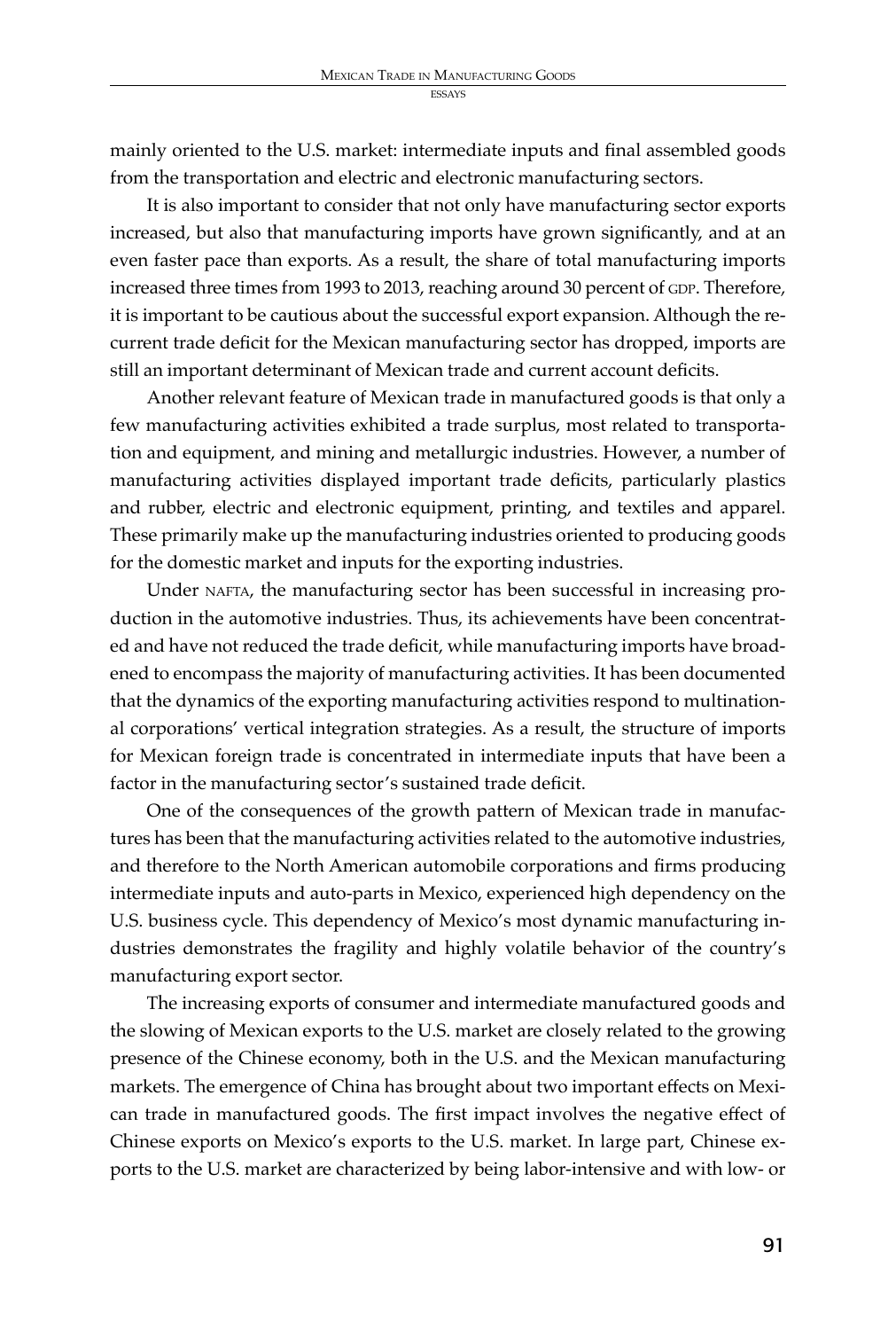mainly oriented to the U.S. market: intermediate inputs and final assembled goods from the transportation and electric and electronic manufacturing sectors.

It is also important to consider that not only have manufacturing sector exports increased, but also that manufacturing imports have grown significantly, and at an even faster pace than exports. As a result, the share of total manufacturing imports increased three times from 1993 to 2013, reaching around 30 percent of GDP. Therefore, it is important to be cautious about the successful export expansion. Although the recurrent trade deficit for the Mexican manufacturing sector has dropped, imports are still an important determinant of Mexican trade and current account deficits.

Another relevant feature of Mexican trade in manufactured goods is that only a few manufacturing activities exhibited a trade surplus, most related to transportation and equipment, and mining and metallurgic industries. However, a number of manufacturing activities displayed important trade deficits, particularly plastics and rubber, electric and electronic equipment, printing, and textiles and apparel. These primarily make up the manufacturing industries oriented to producing goods for the domestic market and inputs for the exporting industries.

Under NAFTA, the manufacturing sector has been successful in increasing production in the automotive industries. Thus, its achievements have been concentrated and have not reduced the trade deficit, while manufacturing imports have broadened to encompass the majority of manufacturing activities. It has been documented that the dynamics of the exporting manufacturing activities respond to multinational corporations' vertical integration strategies. As a result, the structure of imports for Mexican foreign trade is concentrated in intermediate inputs that have been a factor in the manufacturing sector's sustained trade deficit.

One of the consequences of the growth pattern of Mexican trade in manufactures has been that the manufacturing activities related to the automotive industries, and therefore to the North American automobile corporations and firms producing intermediate inputs and auto-parts in Mexico, experienced high dependency on the U.S. business cycle. This dependency of Mexico's most dynamic manufacturing industries demonstrates the fragility and highly volatile behavior of the country's manufacturing export sector.

The increasing exports of consumer and intermediate manufactured goods and the slowing of Mexican exports to the U.S. market are closely related to the growing presence of the Chinese economy, both in the U.S. and the Mexican manufacturing markets. The emergence of China has brought about two important effects on Mexican trade in manufactured goods. The first impact involves the negative effect of Chinese exports on Mexico's exports to the U.S. market. In large part, Chinese exports to the U.S. market are characterized by being labor-intensive and with low- or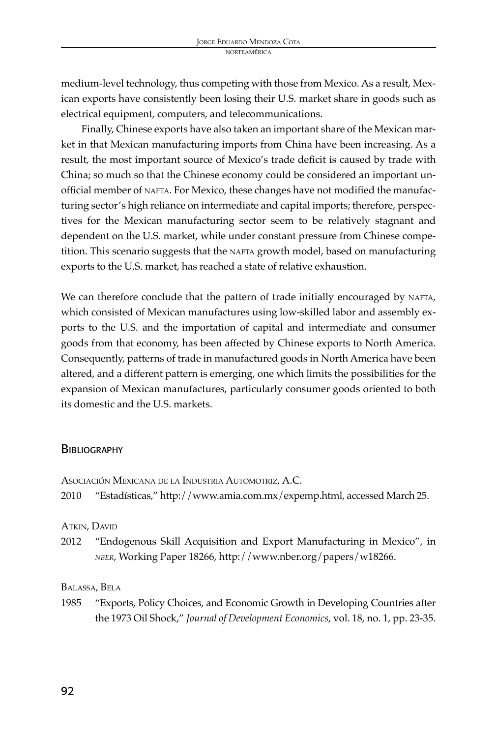medium-level technology, thus competing with those from Mexico. As a result, Mexican exports have consistently been losing their U.S. market share in goods such as electrical equipment, computers, and telecommunications.

Finally, Chinese exports have also taken an important share of the Mexican market in that Mexican manufacturing imports from China have been increasing. As a result, the most important source of Mexico's trade deficit is caused by trade with China; so much so that the Chinese economy could be considered an important unofficial member of NAFTA. For Mexico, these changes have not modified the manufacturing sector's high reliance on intermediate and capital imports; therefore, perspectives for the Mexican manufacturing sector seem to be relatively stagnant and dependent on the U.S. market, while under constant pressure from Chinese competition. This scenario suggests that the NAFTA growth model, based on manufacturing exports to the U.S. market, has reached a state of relative exhaustion.

We can therefore conclude that the pattern of trade initially encouraged by NAFTA, which consisted of Mexican manufactures using low-skilled labor and assembly exports to the U.S. and the importation of capital and intermediate and consumer goods from that economy, has been affected by Chinese exports to North America. Consequently, patterns of trade in manufactured goods in North America have been altered, and a different pattern is emerging, one which limits the possibilities for the expansion of Mexican manufactures, particularly consumer goods oriented to both its domestic and the U.S. markets.

## Bibliography

Asociación Mexicana de la Industria Automotriz, A.C.

2010 "Estadísticas," http://www.amia.com.mx/expemp.html, accessed March 25.

Atkin, David

2012 "Endogenous Skill Acquisition and Export Manufacturing in Mexico", in *NBER*, Working Paper 18266, http://www.nber.org/papers/w18266.

Balassa, Bela

1985 "Exports, Policy Choices, and Economic Growth in Developing Countries after the 1973 Oil Shock," *Journal of Development Economics*, vol. 18, no. 1, pp. 23-35.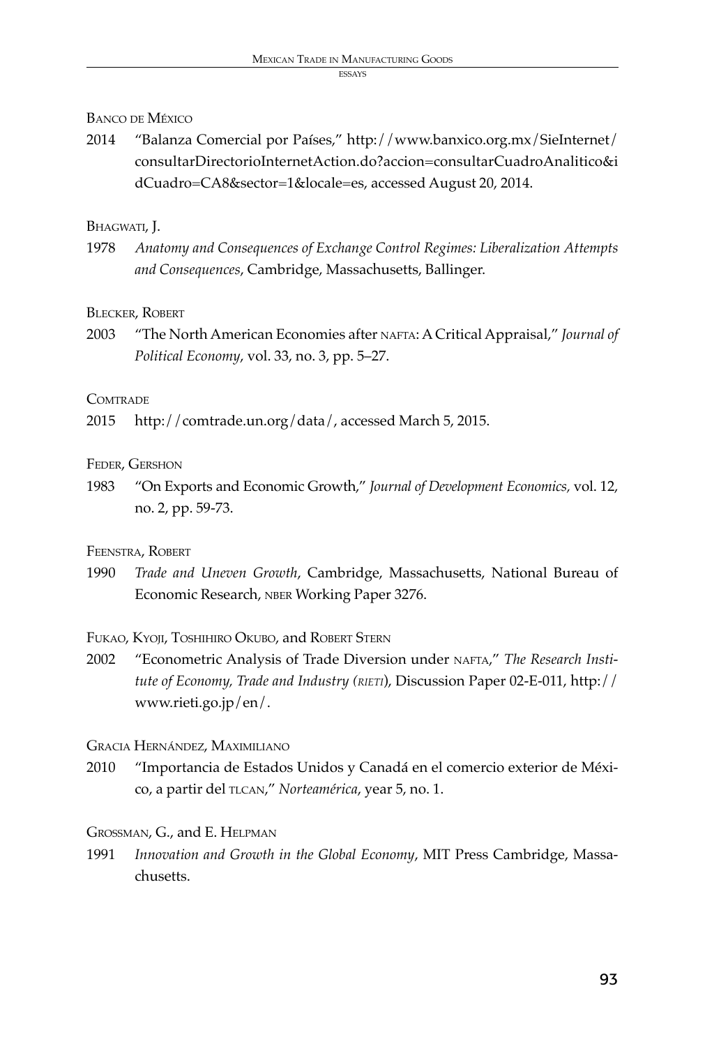Banco de México

2014 "Balanza Comercial por Países," http://www.banxico.org.mx/SieInternet/consultarDirectorioInternetAction.do?accion=consultarCuadroAnalitico&idCuadro=CA8&sector=1&locale=es, accessed August 20, 2014.

Bhagwati, J.

1978 *Anatomy and Consequences of Exchange Control Regimes: Liberalization Attempts and Consequences*, Cambridge, Massachusetts, Ballinger.

Blecker, Robert

2003 "The North American Economies after NAFTA: A Critical Appraisal," *Journal of Political Economy*, vol. 33, no. 3, pp. 5–27.

Comtrade

2015 http://comtrade.un.org/data/, accessed March 5, 2015.

Feder, Gershon

1983 "On Exports and Economic Growth," *Journal of Development Economics,* vol. 12, no. 2, pp. 59-73.

Feenstra, Robert

1990 *Trade and Uneven Growth*, Cambridge, Massachusetts, National Bureau of Economic Research, NBER Working Paper 3276.

Fukao, Kyoji, Toshihiro Okubo, and Robert Stern

2002 "Econometric Analysis of Trade Diversion under NAFTA," *The Research Institute of Economy, Trade and Industry (RIETI)*, Discussion Paper 02-E-011, http://www.rieti.go.jp/en/.

Gracia Hernández, Maximiliano

2010 "Importancia de Estados Unidos y Canadá en el comercio exterior de México, a partir del TLCAN," *Norteamérica*, year 5, no. 1.

Grossman, G., and E. Helpman

1991 *Innovation and Growth in the Global Economy*, MIT Press Cambridge, Massachusetts.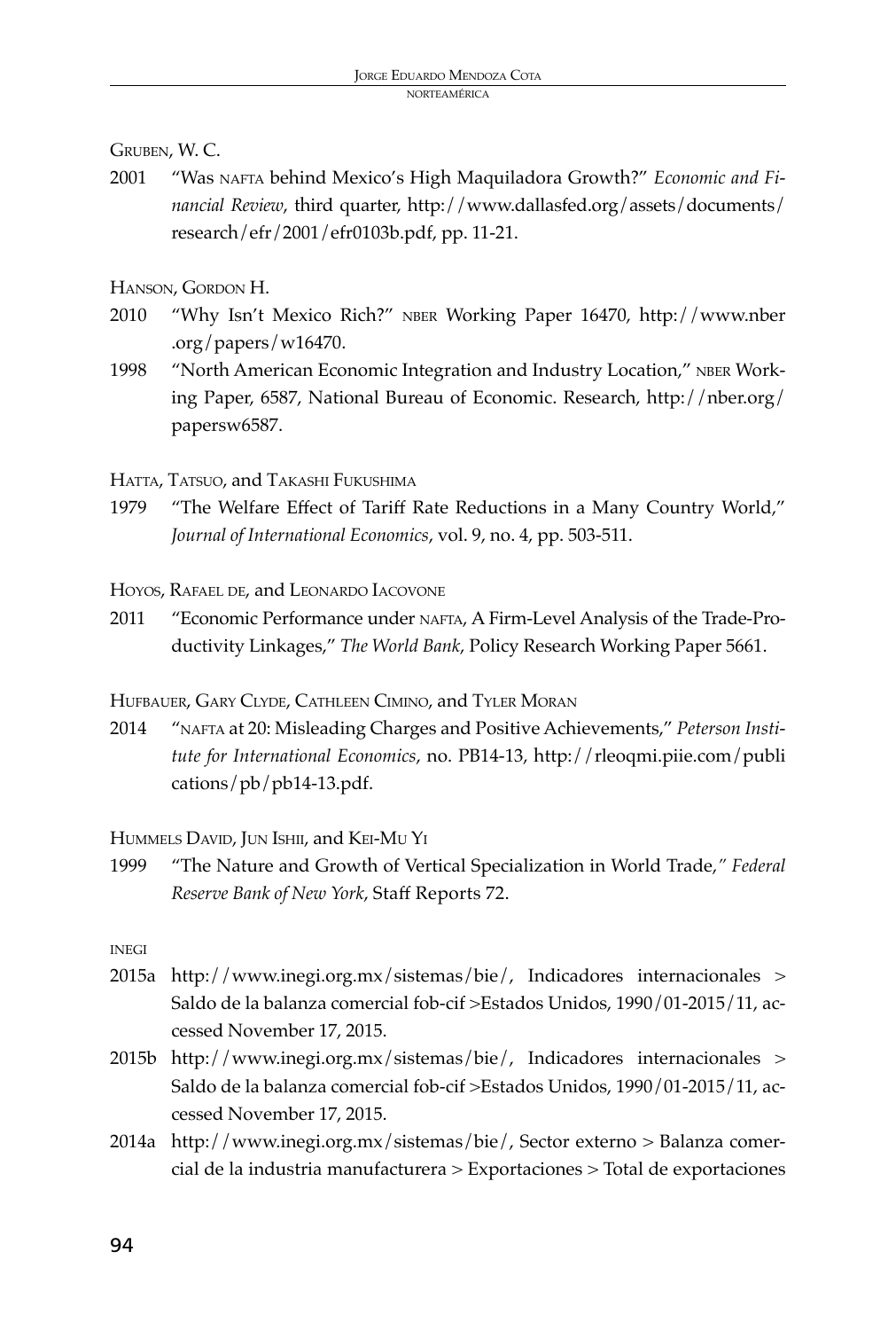Gruben, W. C.

2001 "Was nafta behind Mexico's High Maquiladora Growth?" *Economic and Financial Review*, third quarter, http://www.dallasfed.org/assets/documents/research/efr/2001/efr0103b.pdf, pp. 11-21.

Hanson, Gordon H.

2010 "Why Isn't Mexico Rich?" nber Working Paper 16470, http://www.nber.org/papers/w16470.

1998 "North American Economic Integration and Industry Location," nber Working Paper, 6587, National Bureau of Economic. Research, http://nber.org/papersw6587.

Hatta, Tatsuo, and Takashi Fukushima

1979 "The Welfare Effect of Tariff Rate Reductions in a Many Country World," *Journal of International Economics*, vol. 9, no. 4, pp. 503-511.

Hoyos, Rafael de, and Leonardo Iacovone

2011 "Economic Performance under nafta, A Firm-Level Analysis of the Trade-Productivity Linkages," *The World Bank*, Policy Research Working Paper 5661.

Hufbauer, Gary Clyde, Cathleen Cimino, and Tyler Moran

2014 "nafta at 20: Misleading Charges and Positive Achievements," *Peterson Institute for International Economics*, no. PB14-13, http://rleoqmi.piie.com/publications/pb/pb14-13.pdf.

Hummels David, Jun Ishii, and Kei-Mu Yi

1999 "The Nature and Growth of Vertical Specialization in World Trade," *Federal Reserve Bank of New York*, Staff Reports 72.

inegi

2015a http://www.inegi.org.mx/sistemas/bie/, Indicadores internacionales > Saldo de la balanza comercial fob-cif >Estados Unidos, 1990/01-2015/11, accessed November 17, 2015.

2015b http://www.inegi.org.mx/sistemas/bie/, Indicadores internacionales > Saldo de la balanza comercial fob-cif >Estados Unidos, 1990/01-2015/11, accessed November 17, 2015.

2014a http://www.inegi.org.mx/sistemas/bie/, Sector externo > Balanza comercial de la industria manufacturera > Exportaciones > Total de exportaciones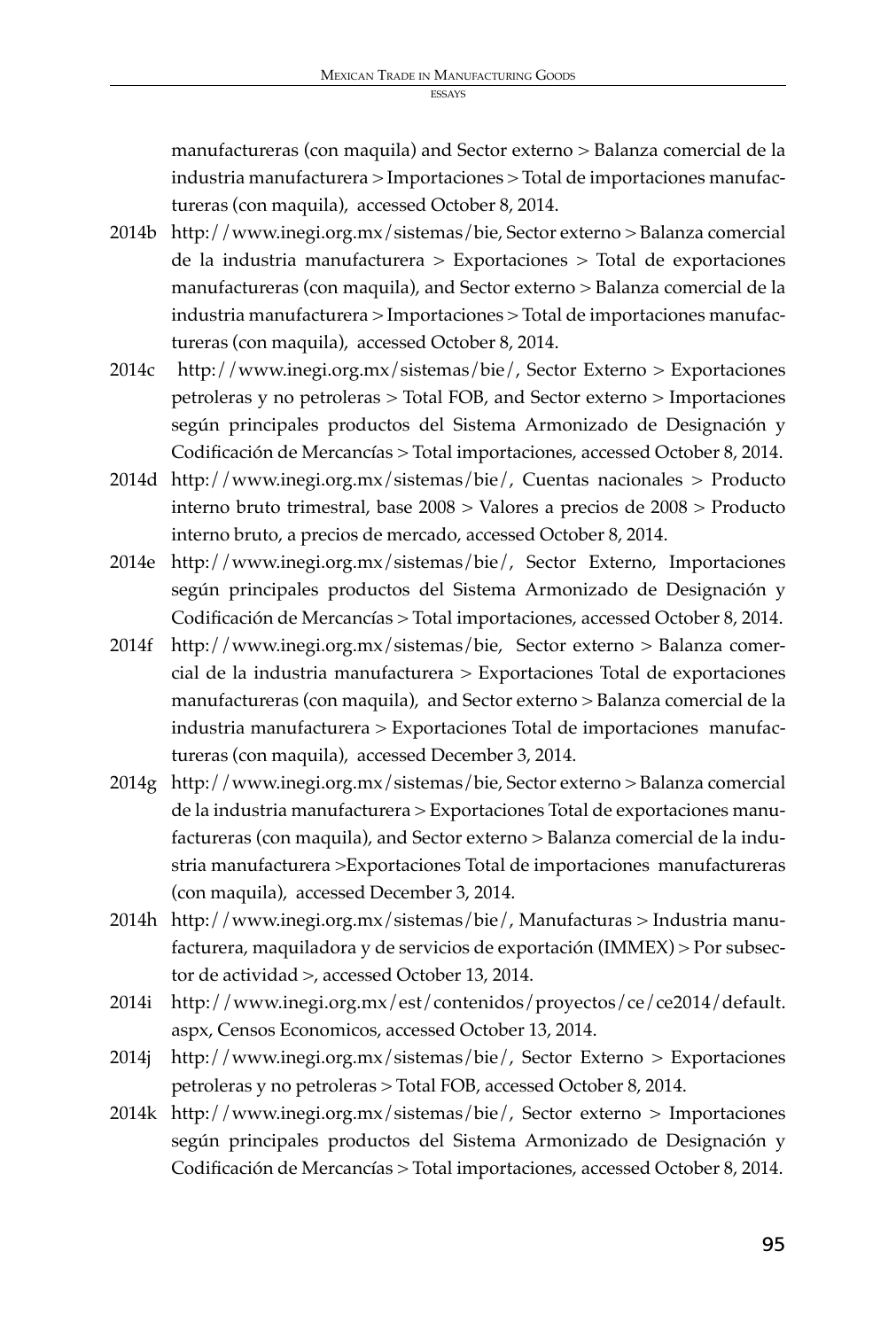manufactureras (con maquila) and Sector externo > Balanza comercial de la industria manufacturera > Importaciones > Total de importaciones manufactureras (con maquila), accessed October 8, 2014.

2014b http://www.inegi.org.mx/sistemas/bie, Sector externo > Balanza comercial de la industria manufacturera > Exportaciones > Total de exportaciones manufactureras (con maquila), and Sector externo > Balanza comercial de la industria manufacturera > Importaciones > Total de importaciones manufactureras (con maquila), accessed October 8, 2014.

2014c http://www.inegi.org.mx/sistemas/bie/, Sector Externo > Exportaciones petroleras y no petroleras > Total FOB, and Sector externo > Importaciones según principales productos del Sistema Armonizado de Designación y Codificación de Mercancías > Total importaciones, accessed October 8, 2014.

2014d http://www.inegi.org.mx/sistemas/bie/, Cuentas nacionales > Producto interno bruto trimestral, base 2008 > Valores a precios de 2008 > Producto interno bruto, a precios de mercado, accessed October 8, 2014.

2014e http://www.inegi.org.mx/sistemas/bie/, Sector Externo, Importaciones según principales productos del Sistema Armonizado de Designación y Codificación de Mercancías > Total importaciones, accessed October 8, 2014.

2014f http://www.inegi.org.mx/sistemas/bie, Sector externo > Balanza comercial de la industria manufacturera > Exportaciones Total de exportaciones manufactureras (con maquila), and Sector externo > Balanza comercial de la industria manufacturera > Exportaciones Total de importaciones manufactureras (con maquila), accessed December 3, 2014.

2014g http://www.inegi.org.mx/sistemas/bie, Sector externo > Balanza comercial de la industria manufacturera > Exportaciones Total de exportaciones manufactureras (con maquila), and Sector externo > Balanza comercial de la industria manufacturera >Exportaciones Total de importaciones manufactureras (con maquila), accessed December 3, 2014.

2014h http://www.inegi.org.mx/sistemas/bie/, Manufacturas > Industria manufacturera, maquiladora y de servicios de exportación (IMMEX) > Por subsector de actividad >, accessed October 13, 2014.

2014i http://www.inegi.org.mx/est/contenidos/proyectos/ce/ce2014/default.aspx, Censos Economicos, accessed October 13, 2014.

2014j http://www.inegi.org.mx/sistemas/bie/, Sector Externo > Exportaciones petroleras y no petroleras > Total FOB, accessed October 8, 2014.

2014k http://www.inegi.org.mx/sistemas/bie/, Sector externo > Importaciones según principales productos del Sistema Armonizado de Designación y Codificación de Mercancías > Total importaciones, accessed October 8, 2014.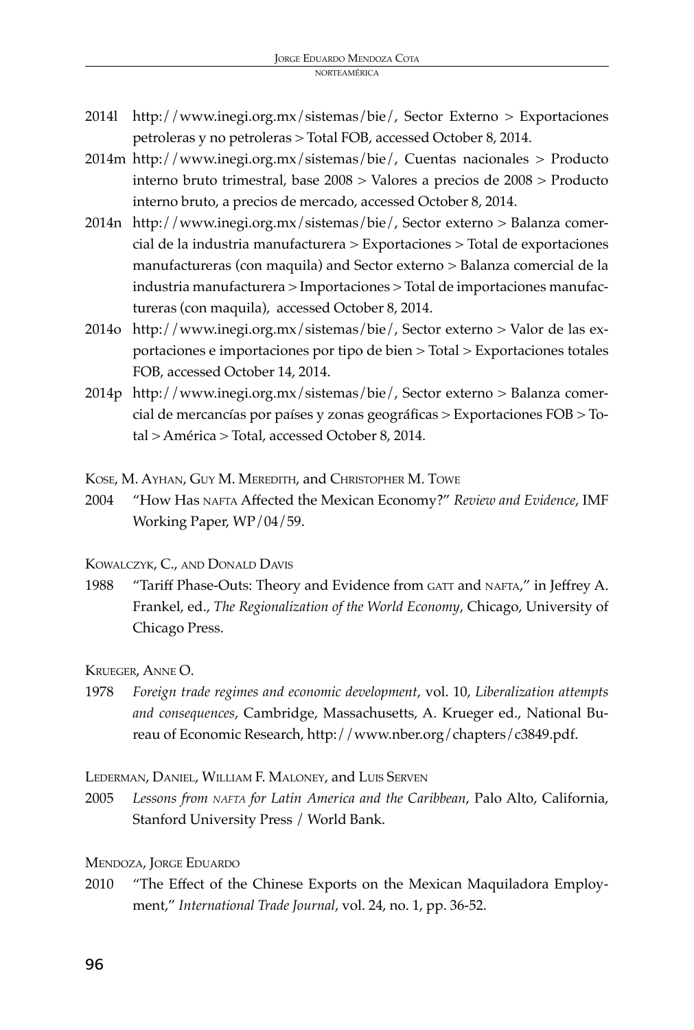2014l http://www.inegi.org.mx/sistemas/bie/, Sector Externo > Exportaciones petroleras y no petroleras > Total FOB, accessed October 8, 2014.

2014m http://www.inegi.org.mx/sistemas/bie/, Cuentas nacionales > Producto interno bruto trimestral, base 2008 > Valores a precios de 2008 > Producto interno bruto, a precios de mercado, accessed October 8, 2014.

2014n http://www.inegi.org.mx/sistemas/bie/, Sector externo > Balanza comercial de la industria manufacturera > Exportaciones > Total de exportaciones manufactureras (con maquila) and Sector externo > Balanza comercial de la industria manufacturera > Importaciones > Total de importaciones manufactureras (con maquila), accessed October 8, 2014.

2014o http://www.inegi.org.mx/sistemas/bie/, Sector externo > Valor de las exportaciones e importaciones por tipo de bien > Total > Exportaciones totales FOB, accessed October 14, 2014.

2014p http://www.inegi.org.mx/sistemas/bie/, Sector externo > Balanza comercial de mercancías por países y zonas geográficas > Exportaciones FOB > Total > América > Total, accessed October 8, 2014.

Kose, M. Ayhan, Guy M. Meredith, and Christopher M. Towe

2004 "How Has NAFTA Affected the Mexican Economy?" *Review and Evidence*, IMF Working Paper, WP/04/59.

Kowalczyk, C., and Donald Davis

1988 "Tariff Phase-Outs: Theory and Evidence from GATT and NAFTA," in Jeffrey A. Frankel, ed., *The Regionalization of the World Economy*, Chicago, University of Chicago Press.

Krueger, Anne O.

1978 *Foreign trade regimes and economic development*, vol. 10, *Liberalization attempts and consequences*, Cambridge, Massachusetts, A. Krueger ed., National Bureau of Economic Research, http://www.nber.org/chapters/c3849.pdf.

Lederman, Daniel, William F. Maloney, and Luis Serven

2005 *Lessons from NAFTA for Latin America and the Caribbean*, Palo Alto, California, Stanford University Press / World Bank.

Mendoza, Jorge Eduardo

2010 "The Effect of the Chinese Exports on the Mexican Maquiladora Employment," *International Trade Journal*, vol. 24, no. 1, pp. 36-52.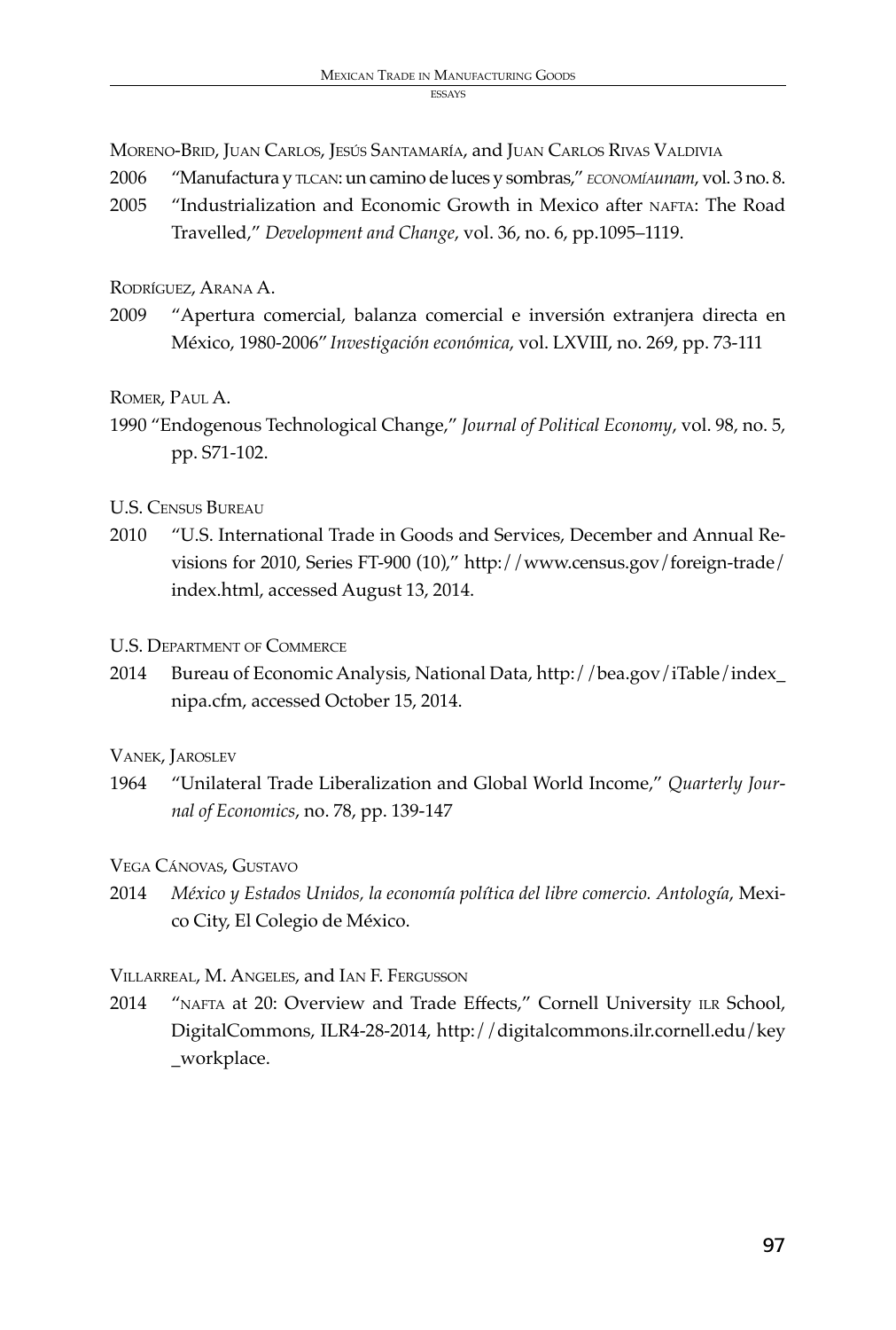Moreno-Brid, Juan Carlos, Jesús Santamaría, and Juan Carlos Rivas Valdivia

2006 "Manufactura y TLCAN: un camino de luces y sombras," *ECONOMÍAunam*, vol. 3 no. 8.

2005 "Industrialization and Economic Growth in Mexico after NAFTA: The Road Travelled," *Development and Change*, vol. 36, no. 6, pp.1095–1119.

Rodríguez, Arana A.

2009 "Apertura comercial, balanza comercial e inversión extranjera directa en México, 1980-2006" *Investigación económica*, vol. LXVIII, no. 269, pp. 73-111

Romer, Paul A.

1990 "Endogenous Technological Change," *Journal of Political Economy*, vol. 98, no. 5, pp. S71-102.

U.S. Census Bureau

2010 "U.S. International Trade in Goods and Services, December and Annual Revisions for 2010, Series FT-900 (10)," http://www.census.gov/foreign-trade/index.html, accessed August 13, 2014.

U.S. Department of Commerce

2014 Bureau of Economic Analysis, National Data, http://bea.gov/iTable/index_nipa.cfm, accessed October 15, 2014.

Vanek, Jaroslev

1964 "Unilateral Trade Liberalization and Global World Income," *Quarterly Journal of Economics*, no. 78, pp. 139-147

Vega Cánovas, Gustavo

2014 *México y Estados Unidos, la economía política del libre comercio. Antología*, Mexico City, El Colegio de México.

Villarreal, M. Angeles, and Ian F. Fergusson

2014 "NAFTA at 20: Overview and Trade Effects," Cornell University ILR School, DigitalCommons, ILR4-28-2014, http://digitalcommons.ilr.cornell.edu/key_workplace.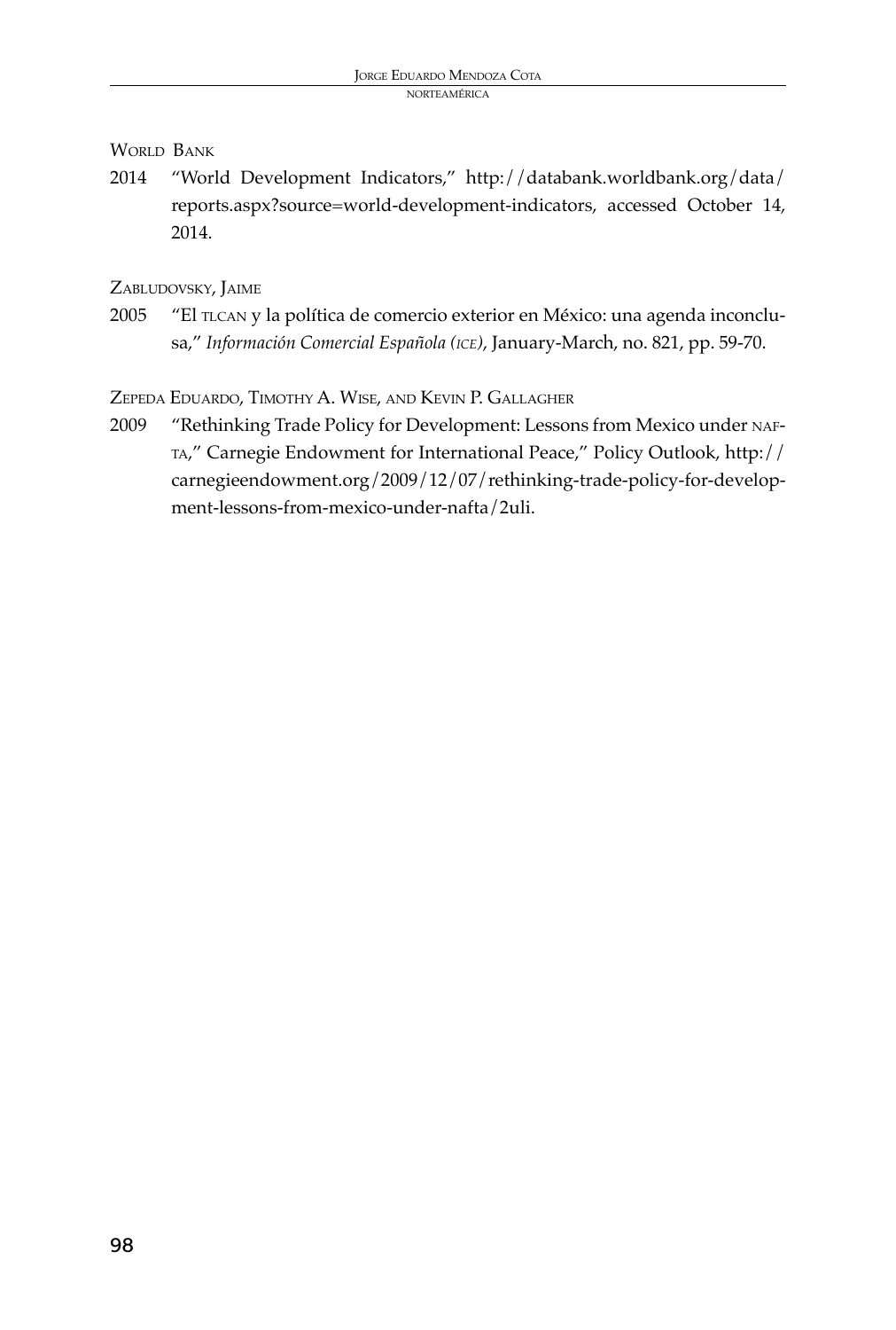World Bank

2014 "World Development Indicators," http://databank.worldbank.org/data/reports.aspx?source=world-development-indicators, accessed October 14, 2014.

Zabludovsky, Jaime

2005 "El tlcan y la política de comercio exterior en México: una agenda inconclusa," *Información Comercial Española (ice)*, January-March, no. 821, pp. 59-70.

Zepeda Eduardo, Timothy A. Wise, and Kevin P. Gallagher

2009 "Rethinking Trade Policy for Development: Lessons from Mexico under nafta," Carnegie Endowment for International Peace," Policy Outlook, http://carnegieendowment.org/2009/12/07/rethinking-trade-policy-for-development-lessons-from-mexico-under-nafta/2uli.